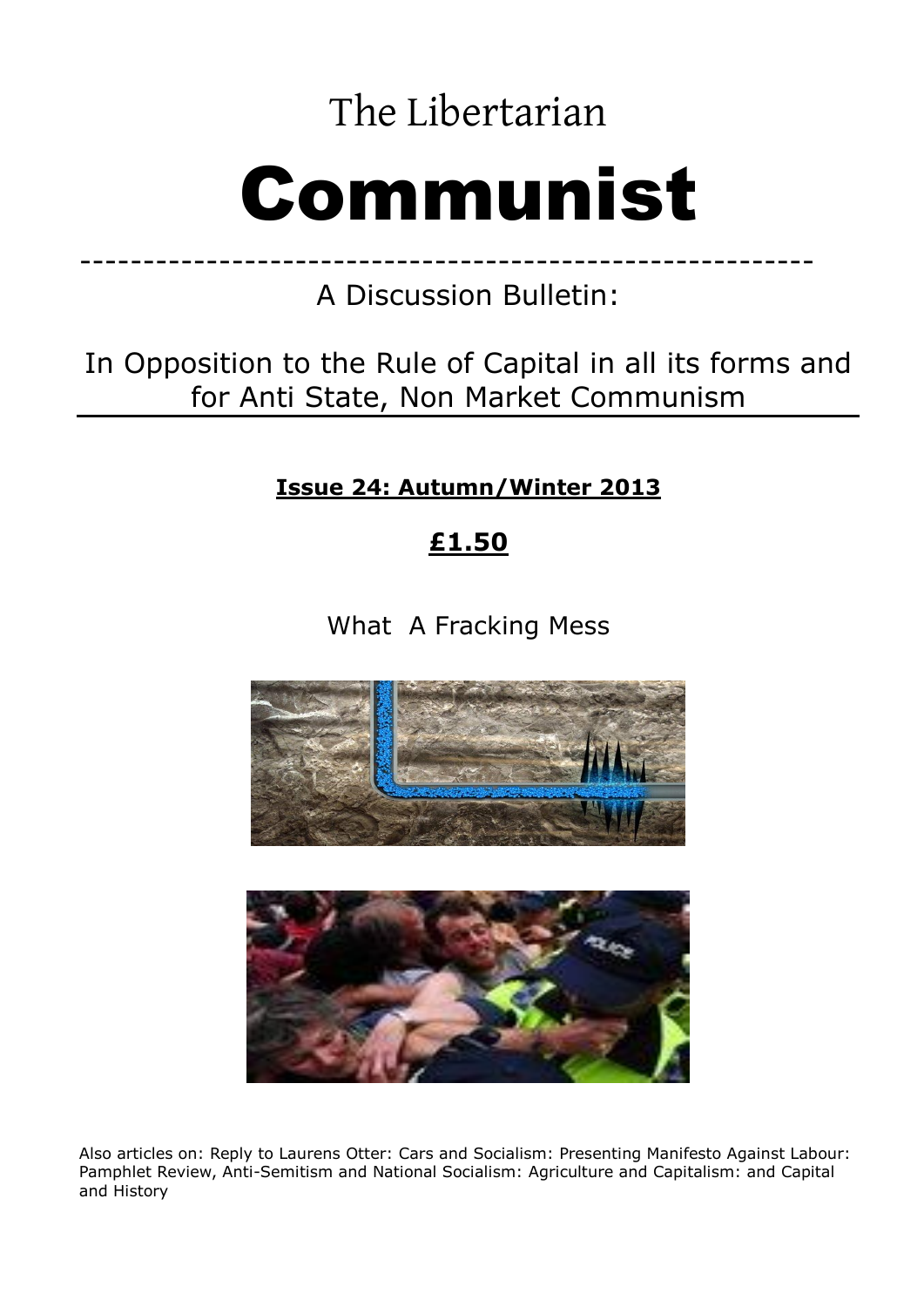The Libertarian

# Communist

A Discussion Bulletin:

In Opposition to the Rule of Capital in all its forms and for Anti State, Non Market Communism

**Issue 24: Autumn/Winter 2013**

**£1.50**

What A Fracking Mess

Also articles on: Reply to Laurens Otter: Cars and Socialism: Presenting Manifesto Against Labour: Pamphlet Review, Anti-Semitism and National Socialism: Agriculture and Capitalism: and Capital and History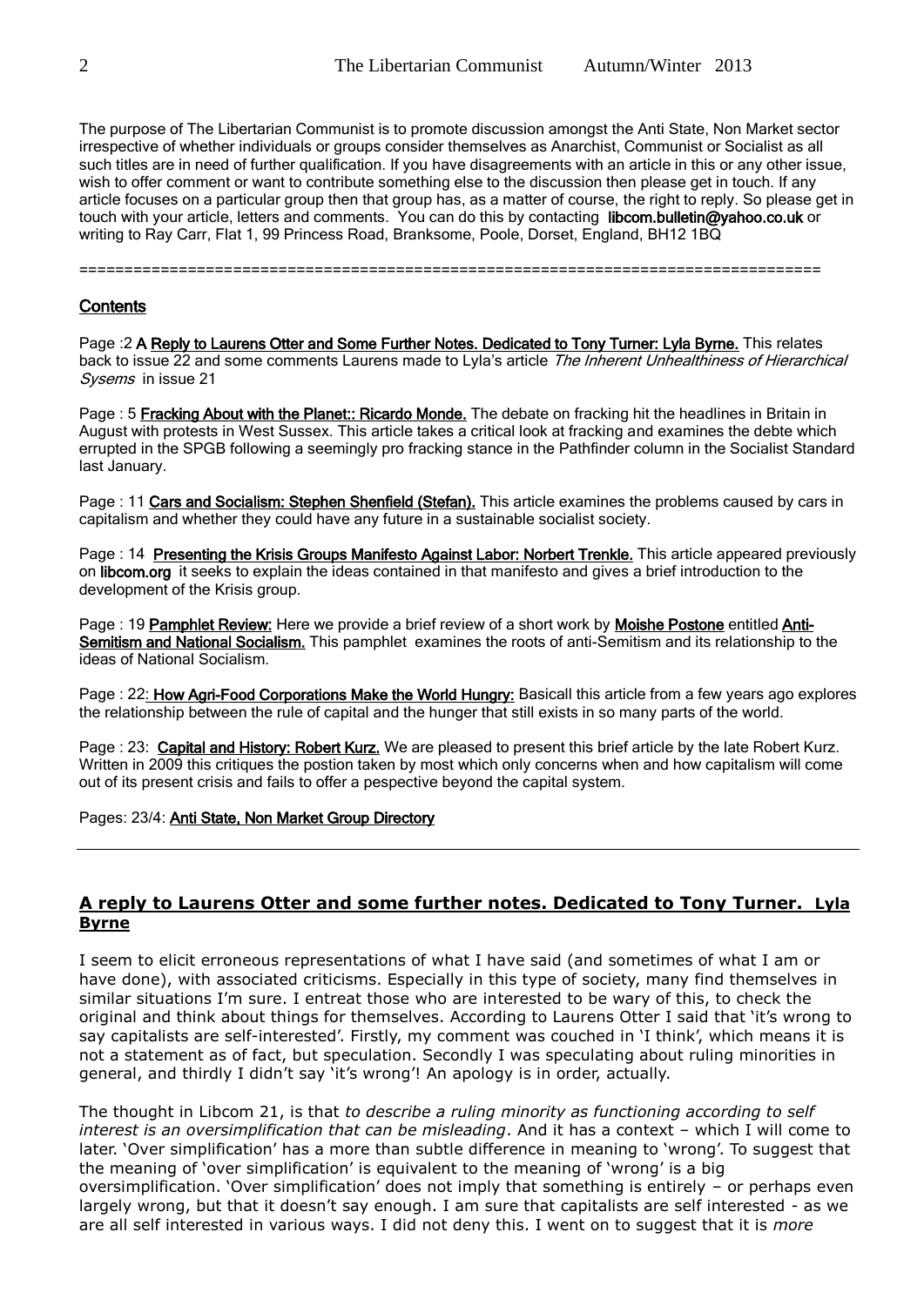The purpose of The Libertarian Communist is to promote discussion amongst the Anti State, Non Market sector irrespective of whether individuals or groups consider themselves as Anarchist, Communist or Socialist as all such titles are in need of further qualification. If you have disagreements with an article in this or any other issue, wish to offer comment or want to contribute something else to the discussion then please get in touch. If any article focuses on a particular group then that group has, as a matter of course, the right to reply. So please get in touch with your article, letters and comments. You can do this by contacting **libcom.bulletin@yahoo.co.uk** or writing to Ray Carr, Flat 1, 99 Princess Road, Branksome, Poole, Dorset, England, BH12 1BQ

================================================================================

## Contents

Page :2 **A Reply to Laurens Otter and Some Further Notes. Dedicated to Tony Turner: Lyla Byrne.** This relates back to issue 22 and some comments Laurens made to Lyla's article *The Inherent Unhealthiness of Hierarchical Sysems* in issue 21

Page : 5 **Fracking About with the Planet:: Ricardo Monde.** The debate on fracking hit the headlines in Britain in August with protests in West Sussex. This article takes a critical look at fracking and examines the debte which errupted in the SPGB following a seemingly pro fracking stance in the Pathfinder column in the Socialist Standard last January.

Page : 11 **Cars and Socialism: Stephen Shenfield (Stefan).** This article examines the problems caused by cars in capitalism and whether they could have any future in a sustainable socialist society.

Page : 14 **Presenting the Krisis Groups Manifesto Against Labor: Norbert Trenkle.** This article appeared previously on **libcom.org** it seeks to explain the ideas contained in that manifesto and gives a brief introduction to the development of the Krisis group.

Page : 19 **Pamphlet Review:** Here we provide a brief review of a short work by **Moishe Postone** entitled **Anti-Semitism and National Socialism.** This pamphlet examines the roots of anti-Semitism and its relationship to the ideas of National Socialism.

Page : 22**: How Agri-Food Corporations Make the World Hungry:** Basicall this article from a few years ago explores the relationship between the rule of capital and the hunger that still exists in so many parts of the world.

Page : 23: **Capital and History: Robert Kurz.** We are pleased to present this brief article by the late Robert Kurz. Written in 2009 this critiques the postion taken by most which only concerns when and how capitalism will come out of its present crisis and fails to offer a pespective beyond the capital system.

Pages: 23/4: **Anti State, Non Market Group Directory**

---

## A reply to Laurens Otter and some further notes. Dedicated to Tony Turner. Lyla Byrne

I seem to elicit erroneous representations of what I have said (and sometimes of what I am or have done), with associated criticisms. Especially in this type of society, many find themselves in similar situations I'm sure. I entreat those who are interested to be wary of this, to check the original and think about things for themselves. According to Laurens Otter I said that 'it's wrong to say capitalists are self-interested'. Firstly, my comment was couched in 'I think', which means it is not a statement as of fact, but speculation. Secondly I was speculating about ruling minorities in general, and thirdly I didn't say 'it's wrong'! An apology is in order, actually.

The thought in Libcom 21, is that *to describe a ruling minority as functioning according to self interest is an oversimplification that can be misleading*. And it has a context – which I will come to later. 'Over simplification' has a more than subtle difference in meaning to 'wrong'. To suggest that the meaning of 'over simplification' is equivalent to the meaning of 'wrong' is a big oversimplification. 'Over simplification' does not imply that something is entirely – or perhaps even largely wrong, but that it doesn't say enough. I am sure that capitalists are self interested - as we are all self interested in various ways. I did not deny this. I went on to suggest that it is *more*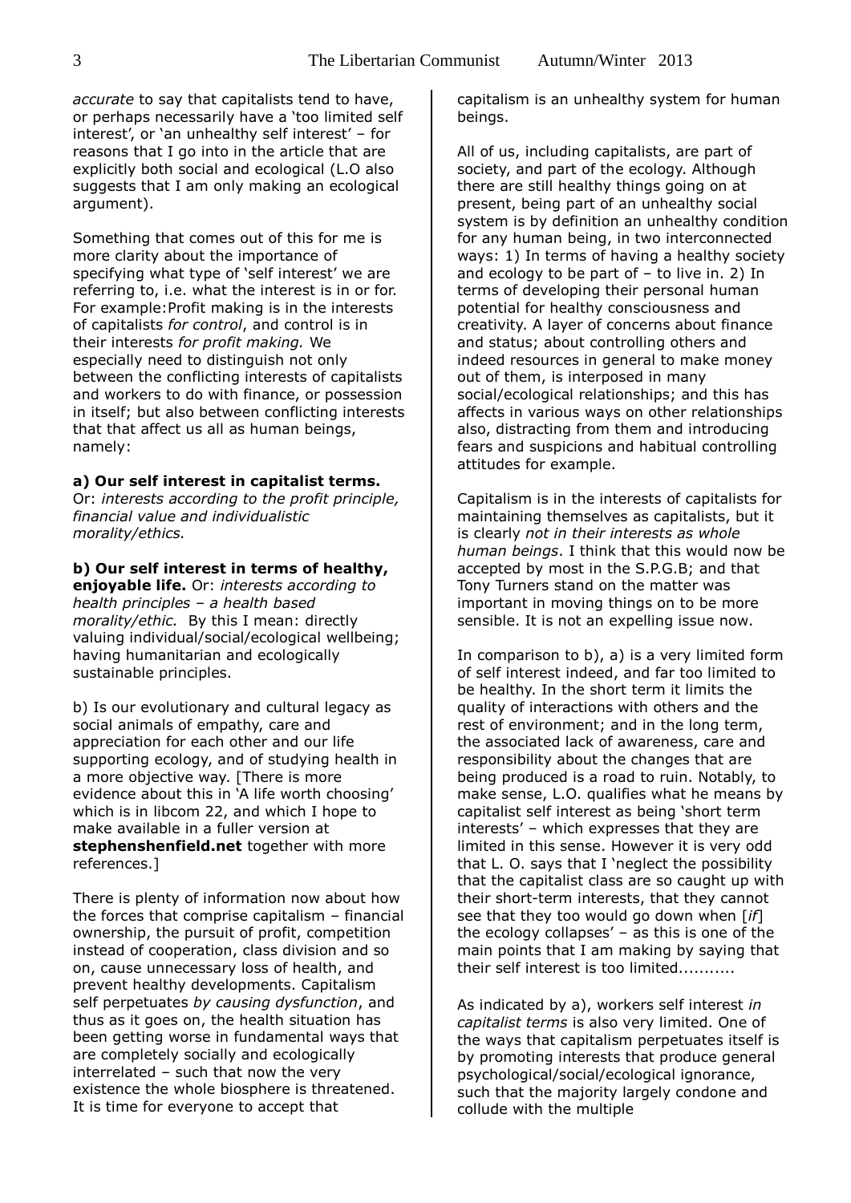*accurate* to say that capitalists tend to have, or perhaps necessarily have a 'too limited self interest', or 'an unhealthy self interest' – for reasons that I go into in the article that are explicitly both social and ecological (L.O also suggests that I am only making an ecological argument).

Something that comes out of this for me is more clarity about the importance of specifying what type of 'self interest' we are referring to, i.e. what the interest is in or for. For example:Profit making is in the interests of capitalists *for control*, and control is in their interests *for profit making.* We especially need to distinguish not only between the conflicting interests of capitalists and workers to do with finance, or possession in itself; but also between conflicting interests that that affect us all as human beings, namely:

**a) Our self interest in capitalist terms.** Or: *interests according to the profit principle, financial value and individualistic morality/ethics.*

**b) Our self interest in terms of healthy, enjoyable life.** Or: *interests according to health principles – a health based morality/ethic.* By this I mean: directly valuing individual/social/ecological wellbeing; having humanitarian and ecologically sustainable principles.

b) Is our evolutionary and cultural legacy as social animals of empathy, care and appreciation for each other and our life supporting ecology, and of studying health in a more objective way. [There is more evidence about this in 'A life worth choosing' which is in libcom 22, and which I hope to make available in a fuller version at **stephenshenfield.net** together with more references.]

There is plenty of information now about how the forces that comprise capitalism – financial ownership, the pursuit of profit, competition instead of cooperation, class division and so on, cause unnecessary loss of health, and prevent healthy developments. Capitalism self perpetuates *by causing dysfunction*, and thus as it goes on, the health situation has been getting worse in fundamental ways that are completely socially and ecologically interrelated – such that now the very existence the whole biosphere is threatened. It is time for everyone to accept that capitalism is an unhealthy system for human beings.

All of us, including capitalists, are part of society, and part of the ecology. Although there are still healthy things going on at present, being part of an unhealthy social system is by definition an unhealthy condition for any human being, in two interconnected ways: 1) In terms of having a healthy society and ecology to be part of – to live in. 2) In terms of developing their personal human potential for healthy consciousness and creativity. A layer of concerns about finance and status; about controlling others and indeed resources in general to make money out of them, is interposed in many social/ecological relationships; and this has affects in various ways on other relationships also, distracting from them and introducing fears and suspicions and habitual controlling attitudes for example.

Capitalism is in the interests of capitalists for maintaining themselves as capitalists, but it is clearly *not in their interests as whole human beings*. I think that this would now be accepted by most in the S.P.G.B; and that Tony Turners stand on the matter was important in moving things on to be more sensible. It is not an expelling issue now.

In comparison to b), a) is a very limited form of self interest indeed, and far too limited to be healthy. In the short term it limits the quality of interactions with others and the rest of environment; and in the long term, the associated lack of awareness, care and responsibility about the changes that are being produced is a road to ruin. Notably, to make sense, L.O. qualifies what he means by capitalist self interest as being 'short term interests' – which expresses that they are limited in this sense. However it is very odd that L. O. says that I 'neglect the possibility that the capitalist class are so caught up with their short-term interests, that they cannot see that they too would go down when [*if*] the ecology collapses' – as this is one of the main points that I am making by saying that their self interest is too limited...........

As indicated by a), workers self interest *in capitalist terms* is also very limited. One of the ways that capitalism perpetuates itself is by promoting interests that produce general psychological/social/ecological ignorance, such that the majority largely condone and collude with the multiple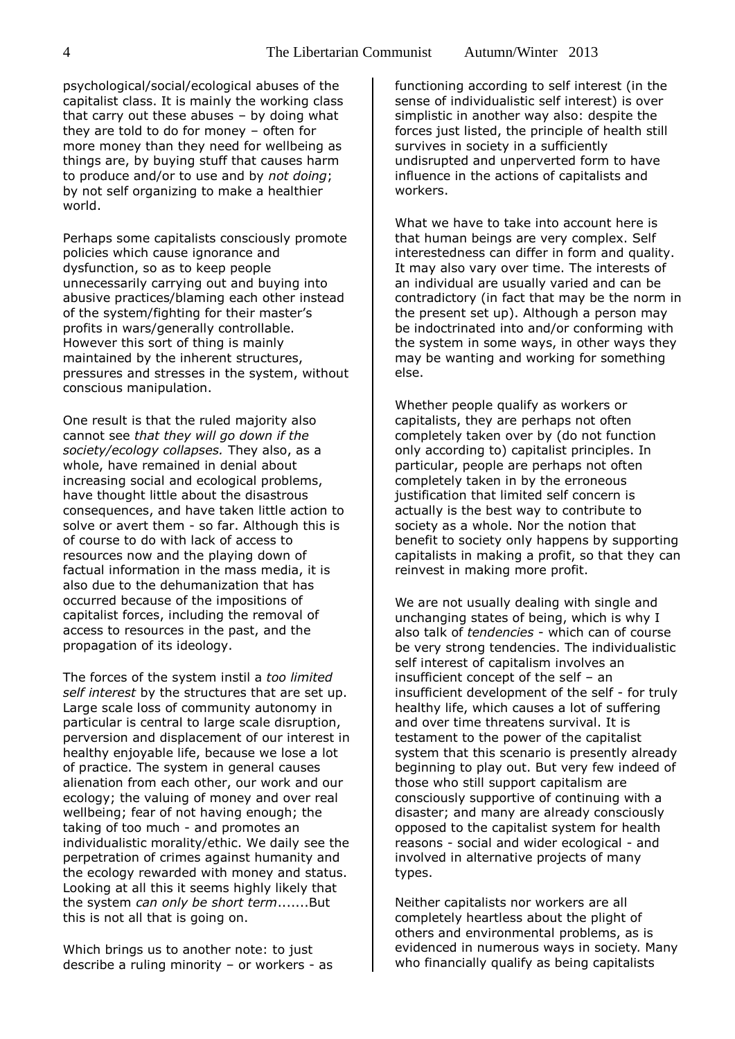psychological/social/ecological abuses of the capitalist class. It is mainly the working class that carry out these abuses – by doing what they are told to do for money – often for more money than they need for wellbeing as things are, by buying stuff that causes harm to produce and/or to use and by *not doing*; by not self organizing to make a healthier world.

Perhaps some capitalists consciously promote policies which cause ignorance and dysfunction, so as to keep people unnecessarily carrying out and buying into abusive practices/blaming each other instead of the system/fighting for their master's profits in wars/generally controllable. However this sort of thing is mainly maintained by the inherent structures, pressures and stresses in the system, without conscious manipulation.

One result is that the ruled majority also cannot see *that they will go down if the society/ecology collapses.* They also, as a whole, have remained in denial about increasing social and ecological problems, have thought little about the disastrous consequences, and have taken little action to solve or avert them - so far. Although this is of course to do with lack of access to resources now and the playing down of factual information in the mass media, it is also due to the dehumanization that has occurred because of the impositions of capitalist forces, including the removal of access to resources in the past, and the propagation of its ideology.

The forces of the system instil a *too limited self interest* by the structures that are set up. Large scale loss of community autonomy in particular is central to large scale disruption, perversion and displacement of our interest in healthy enjoyable life, because we lose a lot of practice. The system in general causes alienation from each other, our work and our ecology; the valuing of money and over real wellbeing; fear of not having enough; the taking of too much - and promotes an individualistic morality/ethic. We daily see the perpetration of crimes against humanity and the ecology rewarded with money and status. Looking at all this it seems highly likely that the system *can only be short term*.......But this is not all that is going on.

Which brings us to another note: to just describe a ruling minority – or workers - as functioning according to self interest (in the sense of individualistic self interest) is over simplistic in another way also: despite the forces just listed, the principle of health still survives in society in a sufficiently undisrupted and unperverted form to have influence in the actions of capitalists and workers.

What we have to take into account here is that human beings are very complex. Self interestedness can differ in form and quality. It may also vary over time. The interests of an individual are usually varied and can be contradictory (in fact that may be the norm in the present set up). Although a person may be indoctrinated into and/or conforming with the system in some ways, in other ways they may be wanting and working for something else.

Whether people qualify as workers or capitalists, they are perhaps not often completely taken over by (do not function only according to) capitalist principles. In particular, people are perhaps not often completely taken in by the erroneous justification that limited self concern is actually is the best way to contribute to society as a whole. Nor the notion that benefit to society only happens by supporting capitalists in making a profit, so that they can reinvest in making more profit.

We are not usually dealing with single and unchanging states of being, which is why I also talk of *tendencies* - which can of course be very strong tendencies. The individualistic self interest of capitalism involves an insufficient concept of the self – an insufficient development of the self - for truly healthy life, which causes a lot of suffering and over time threatens survival. It is testament to the power of the capitalist system that this scenario is presently already beginning to play out. But very few indeed of those who still support capitalism are consciously supportive of continuing with a disaster; and many are already consciously opposed to the capitalist system for health reasons - social and wider ecological - and involved in alternative projects of many types.

Neither capitalists nor workers are all completely heartless about the plight of others and environmental problems, as is evidenced in numerous ways in society. Many who financially qualify as being capitalists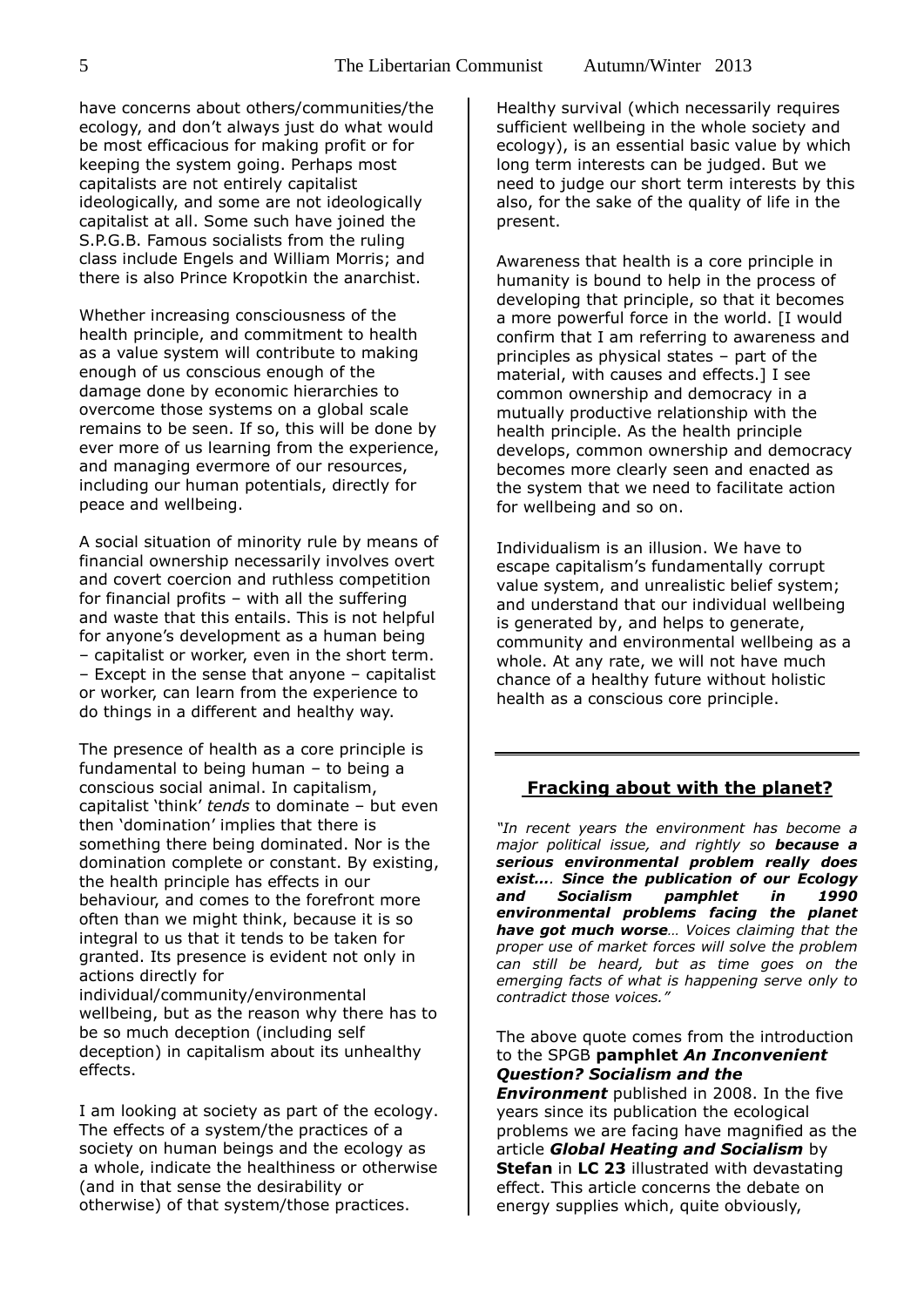have concerns about others/communities/the ecology, and don't always just do what would be most efficacious for making profit or for keeping the system going. Perhaps most capitalists are not entirely capitalist ideologically, and some are not ideologically capitalist at all. Some such have joined the S.P.G.B. Famous socialists from the ruling class include Engels and William Morris; and there is also Prince Kropotkin the anarchist.

Whether increasing consciousness of the health principle, and commitment to health as a value system will contribute to making enough of us conscious enough of the damage done by economic hierarchies to overcome those systems on a global scale remains to be seen. If so, this will be done by ever more of us learning from the experience, and managing evermore of our resources, including our human potentials, directly for peace and wellbeing.

A social situation of minority rule by means of financial ownership necessarily involves overt and covert coercion and ruthless competition for financial profits – with all the suffering and waste that this entails. This is not helpful for anyone's development as a human being – capitalist or worker, even in the short term. – Except in the sense that anyone – capitalist or worker, can learn from the experience to do things in a different and healthy way.

The presence of health as a core principle is fundamental to being human – to being a conscious social animal. In capitalism, capitalist 'think' *tends* to dominate – but even then 'domination' implies that there is something there being dominated. Nor is the domination complete or constant. By existing, the health principle has effects in our behaviour, and comes to the forefront more often than we might think, because it is so integral to us that it tends to be taken for granted. Its presence is evident not only in actions directly for individual/community/environmental wellbeing, but as the reason why there has to be so much deception (including self deception) in capitalism about its unhealthy effects.

I am looking at society as part of the ecology. The effects of a system/the practices of a society on human beings and the ecology as a whole, indicate the healthiness or otherwise (and in that sense the desirability or otherwise) of that system/those practices.

Healthy survival (which necessarily requires sufficient wellbeing in the whole society and ecology), is an essential basic value by which long term interests can be judged. But we need to judge our short term interests by this also, for the sake of the quality of life in the present.

Awareness that health is a core principle in humanity is bound to help in the process of developing that principle, so that it becomes a more powerful force in the world. [I would confirm that I am referring to awareness and principles as physical states – part of the material, with causes and effects.] I see common ownership and democracy in a mutually productive relationship with the health principle. As the health principle develops, common ownership and democracy becomes more clearly seen and enacted as the system that we need to facilitate action for wellbeing and so on.

Individualism is an illusion. We have to escape capitalism's fundamentally corrupt value system, and unrealistic belief system; and understand that our individual wellbeing is generated by, and helps to generate, community and environmental wellbeing as a whole. At any rate, we will not have much chance of a healthy future without holistic health as a conscious core principle.

---

## Fracking about with the planet?

*"In recent years the environment has become a major political issue, and rightly so* ***because a serious environmental problem really does exist….*** ***Since the publication of our Ecology and Socialism pamphlet in 1990 environmental problems facing the planet have got much worse****… Voices claiming that the proper use of market forces will solve the problem can still be heard, but as time goes on the emerging facts of what is happening serve only to contradict those voices."*

The above quote comes from the introduction to the SPGB **pamphlet *An Inconvenient Question? Socialism and the Environment*** published in 2008. In the five years since its publication the ecological problems we are facing have magnified as the article ***Global Heating and Socialism*** by **Stefan** in **LC 23** illustrated with devastating effect. This article concerns the debate on energy supplies which, quite obviously,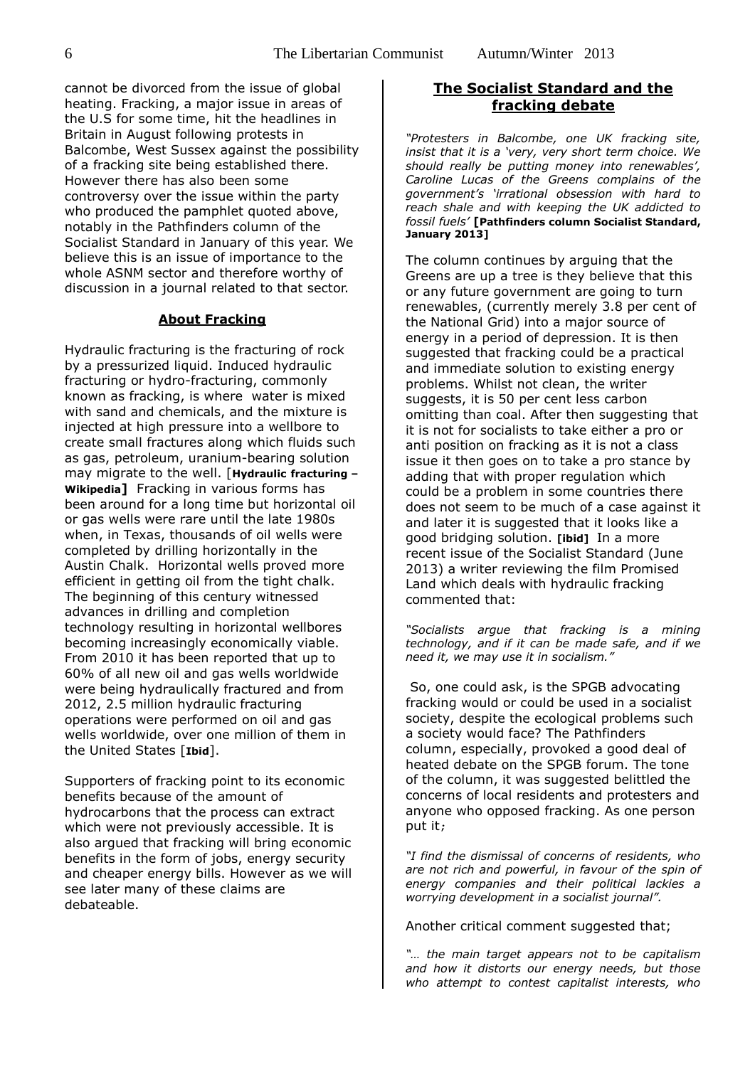cannot be divorced from the issue of global heating. Fracking, a major issue in areas of the U.S for some time, hit the headlines in Britain in August following protests in Balcombe, West Sussex against the possibility of a fracking site being established there. However there has also been some controversy over the issue within the party who produced the pamphlet quoted above, notably in the Pathfinders column of the Socialist Standard in January of this year. We believe this is an issue of importance to the whole ASNM sector and therefore worthy of discussion in a journal related to that sector.

## About Fracking

Hydraulic fracturing is the fracturing of rock by a pressurized liquid. Induced hydraulic fracturing or hydro-fracturing, commonly known as fracking, is where water is mixed with sand and chemicals, and the mixture is injected at high pressure into a wellbore to create small fractures along which fluids such as gas, petroleum, uranium-bearing solution may migrate to the well. [**Hydraulic fracturing – Wikipedia**] Fracking in various forms has been around for a long time but horizontal oil or gas wells were rare until the late 1980s when, in Texas, thousands of oil wells were completed by drilling horizontally in the Austin Chalk. Horizontal wells proved more efficient in getting oil from the tight chalk. The beginning of this century witnessed advances in drilling and completion technology resulting in horizontal wellbores becoming increasingly economically viable. From 2010 it has been reported that up to 60% of all new oil and gas wells worldwide were being hydraulically fractured and from 2012, 2.5 million hydraulic fracturing operations were performed on oil and gas wells worldwide, over one million of them in the United States [**Ibid**].

Supporters of fracking point to its economic benefits because of the amount of hydrocarbons that the process can extract which were not previously accessible. It is also argued that fracking will bring economic benefits in the form of jobs, energy security and cheaper energy bills. However as we will see later many of these claims are debateable.

## The Socialist Standard and the fracking debate

*"Protesters in Balcombe, one UK fracking site, insist that it is a 'very, very short term choice. We should really be putting money into renewables', Caroline Lucas of the Greens complains of the government's 'irrational obsession with hard to reach shale and with keeping the UK addicted to fossil fuels'* **[Pathfinders column Socialist Standard, January 2013]**

The column continues by arguing that the Greens are up a tree is they believe that this or any future government are going to turn renewables, (currently merely 3.8 per cent of the National Grid) into a major source of energy in a period of depression. It is then suggested that fracking could be a practical and immediate solution to existing energy problems. Whilst not clean, the writer suggests, it is 50 per cent less carbon omitting than coal. After then suggesting that it is not for socialists to take either a pro or anti position on fracking as it is not a class issue it then goes on to take a pro stance by adding that with proper regulation which could be a problem in some countries there does not seem to be much of a case against it and later it is suggested that it looks like a good bridging solution. **[ibid]** In a more recent issue of the Socialist Standard (June 2013) a writer reviewing the film Promised Land which deals with hydraulic fracking commented that:

*"Socialists argue that fracking is a mining technology, and if it can be made safe, and if we need it, we may use it in socialism."*

So, one could ask, is the SPGB advocating fracking would or could be used in a socialist society, despite the ecological problems such a society would face? The Pathfinders column, especially, provoked a good deal of heated debate on the SPGB forum. The tone of the column, it was suggested belittled the concerns of local residents and protesters and anyone who opposed fracking. As one person put it;

*"I find the dismissal of concerns of residents, who are not rich and powerful, in favour of the spin of energy companies and their political lackies a worrying development in a socialist journal".*

Another critical comment suggested that;

*"… the main target appears not to be capitalism and how it distorts our energy needs, but those who attempt to contest capitalist interests, who*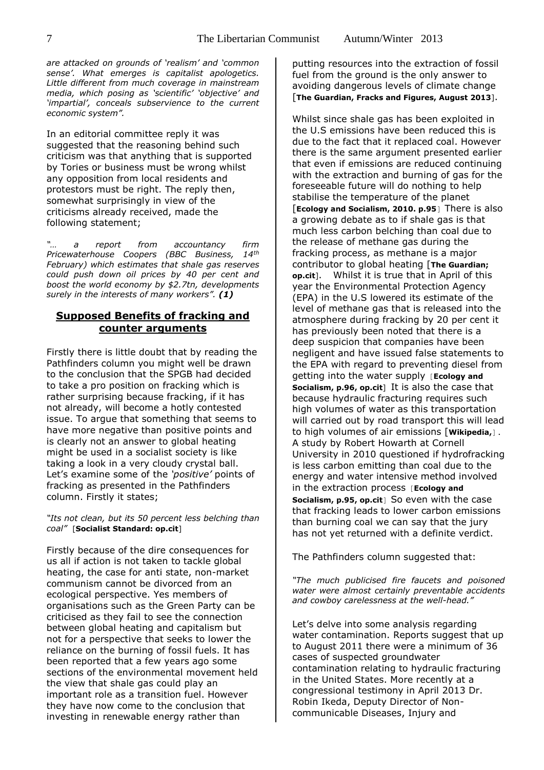*are attacked on grounds of 'realism' and 'common sense'. What emerges is capitalist apologetics. Little different from much coverage in mainstream media, which posing as 'scientific' 'objective' and 'impartial', conceals subservience to the current economic system".*

In an editorial committee reply it was suggested that the reasoning behind such criticism was that anything that is supported by Tories or business must be wrong whilst any opposition from local residents and protestors must be right. The reply then, somewhat surprisingly in view of the criticisms already received, made the following statement;

*"… a report from accountancy firm Pricewaterhouse Coopers (BBC Business, 14th February) which estimates that shale gas reserves could push down oil prices by 40 per cent and boost the world economy by $2.7tn, developments surely in the interests of many workers". **(1)***

## **Supposed Benefits of fracking and counter arguments**

Firstly there is little doubt that by reading the Pathfinders column you might well be drawn to the conclusion that the SPGB had decided to take a pro position on fracking which is rather surprising because fracking, if it has not already, will become a hotly contested issue. To argue that something that seems to have more negative than positive points and is clearly not an answer to global heating might be used in a socialist society is like taking a look in a very cloudy crystal ball. Let's examine some of the *'positive'* points of fracking as presented in the Pathfinders column. Firstly it states;

*"Its not clean, but its 50 percent less belching than coal"* [**Socialist Standard: op.cit**]

Firstly because of the dire consequences for us all if action is not taken to tackle global heating, the case for anti state, non-market communism cannot be divorced from an ecological perspective. Yes members of organisations such as the Green Party can be criticised as they fail to see the connection between global heating and capitalism but not for a perspective that seeks to lower the reliance on the burning of fossil fuels. It has been reported that a few years ago some sections of the environmental movement held the view that shale gas could play an important role as a transition fuel. However they have now come to the conclusion that investing in renewable energy rather than putting resources into the extraction of fossil fuel from the ground is the only answer to avoiding dangerous levels of climate change [**The Guardian, Fracks and Figures, August 2013**].

Whilst since shale gas has been exploited in the U.S emissions have been reduced this is due to the fact that it replaced coal. However there is the same argument presented earlier that even if emissions are reduced continuing with the extraction and burning of gas for the foreseeable future will do nothing to help stabilise the temperature of the planet [**Ecology and Socialism, 2010. p.95**] There is also a growing debate as to if shale gas is that much less carbon belching than coal due to the release of methane gas during the fracking process, as methane is a major contributor to global heating [**The Guardian; op.cit**]. Whilst it is true that in April of this year the Environmental Protection Agency (EPA) in the U.S lowered its estimate of the level of methane gas that is released into the atmosphere during fracking by 20 per cent it has previously been noted that there is a deep suspicion that companies have been negligent and have issued false statements to the EPA with regard to preventing diesel from getting into the water supply [**Ecology and Socialism, p.96, op.cit**] It is also the case that because hydraulic fracturing requires such high volumes of water as this transportation will carried out by road transport this will lead to high volumes of air emissions [**Wikipedia,**]. A study by Robert Howarth at Cornell University in 2010 questioned if hydrofracking is less carbon emitting than coal due to the energy and water intensive method involved in the extraction process [**Ecology and Socialism, p.95, op.cit**] So even with the case that fracking leads to lower carbon emissions than burning coal we can say that the jury has not yet returned with a definite verdict.

The Pathfinders column suggested that:

*"The much publicised fire faucets and poisoned water were almost certainly preventable accidents and cowboy carelessness at the well-head."*

Let's delve into some analysis regarding water contamination. Reports suggest that up to August 2011 there were a minimum of 36 cases of suspected groundwater contamination relating to hydraulic fracturing in the United States. More recently at a congressional testimony in April 2013 Dr. Robin Ikeda, Deputy Director of Non-communicable Diseases, Injury and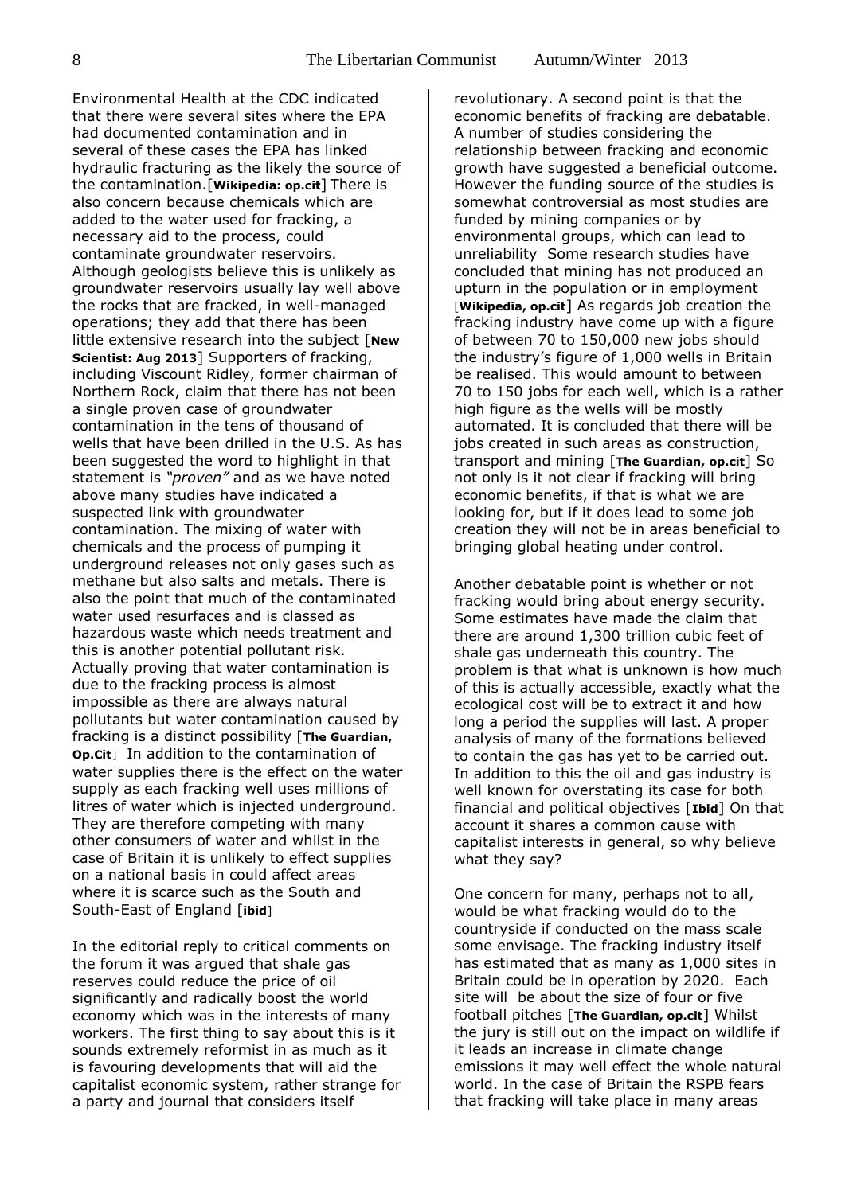Environmental Health at the CDC indicated that there were several sites where the EPA had documented contamination and in several of these cases the EPA has linked hydraulic fracturing as the likely the source of the contamination.[**Wikipedia: op.cit**] There is also concern because chemicals which are added to the water used for fracking, a necessary aid to the process, could contaminate groundwater reservoirs. Although geologists believe this is unlikely as groundwater reservoirs usually lay well above the rocks that are fracked, in well-managed operations; they add that there has been little extensive research into the subject [**New Scientist: Aug 2013**] Supporters of fracking, including Viscount Ridley, former chairman of Northern Rock, claim that there has not been a single proven case of groundwater contamination in the tens of thousand of wells that have been drilled in the U.S. As has been suggested the word to highlight in that statement is *"proven"* and as we have noted above many studies have indicated a suspected link with groundwater contamination. The mixing of water with chemicals and the process of pumping it underground releases not only gases such as methane but also salts and metals. There is also the point that much of the contaminated water used resurfaces and is classed as hazardous waste which needs treatment and this is another potential pollutant risk. Actually proving that water contamination is due to the fracking process is almost impossible as there are always natural pollutants but water contamination caused by fracking is a distinct possibility [**The Guardian, Op.Cit**] In addition to the contamination of water supplies there is the effect on the water supply as each fracking well uses millions of litres of water which is injected underground. They are therefore competing with many other consumers of water and whilst in the case of Britain it is unlikely to effect supplies on a national basis in could affect areas where it is scarce such as the South and South-East of England [**ibid**]

In the editorial reply to critical comments on the forum it was argued that shale gas reserves could reduce the price of oil significantly and radically boost the world economy which was in the interests of many workers. The first thing to say about this is it sounds extremely reformist in as much as it is favouring developments that will aid the capitalist economic system, rather strange for a party and journal that considers itself revolutionary. A second point is that the economic benefits of fracking are debatable. A number of studies considering the relationship between fracking and economic growth have suggested a beneficial outcome. However the funding source of the studies is somewhat controversial as most studies are funded by mining companies or by environmental groups, which can lead to unreliability Some research studies have concluded that mining has not produced an upturn in the population or in employment [**Wikipedia, op.cit**] As regards job creation the fracking industry have come up with a figure of between 70 to 150,000 new jobs should the industry's figure of 1,000 wells in Britain be realised. This would amount to between 70 to 150 jobs for each well, which is a rather high figure as the wells will be mostly automated. It is concluded that there will be jobs created in such areas as construction, transport and mining [**The Guardian, op.cit**] So not only is it not clear if fracking will bring economic benefits, if that is what we are looking for, but if it does lead to some job creation they will not be in areas beneficial to bringing global heating under control.

Another debatable point is whether or not fracking would bring about energy security. Some estimates have made the claim that there are around 1,300 trillion cubic feet of shale gas underneath this country. The problem is that what is unknown is how much of this is actually accessible, exactly what the ecological cost will be to extract it and how long a period the supplies will last. A proper analysis of many of the formations believed to contain the gas has yet to be carried out. In addition to this the oil and gas industry is well known for overstating its case for both financial and political objectives [**Ibid**] On that account it shares a common cause with capitalist interests in general, so why believe what they say?

One concern for many, perhaps not to all, would be what fracking would do to the countryside if conducted on the mass scale some envisage. The fracking industry itself has estimated that as many as 1,000 sites in Britain could be in operation by 2020. Each site will be about the size of four or five football pitches [**The Guardian, op.cit**] Whilst the jury is still out on the impact on wildlife if it leads an increase in climate change emissions it may well effect the whole natural world. In the case of Britain the RSPB fears that fracking will take place in many areas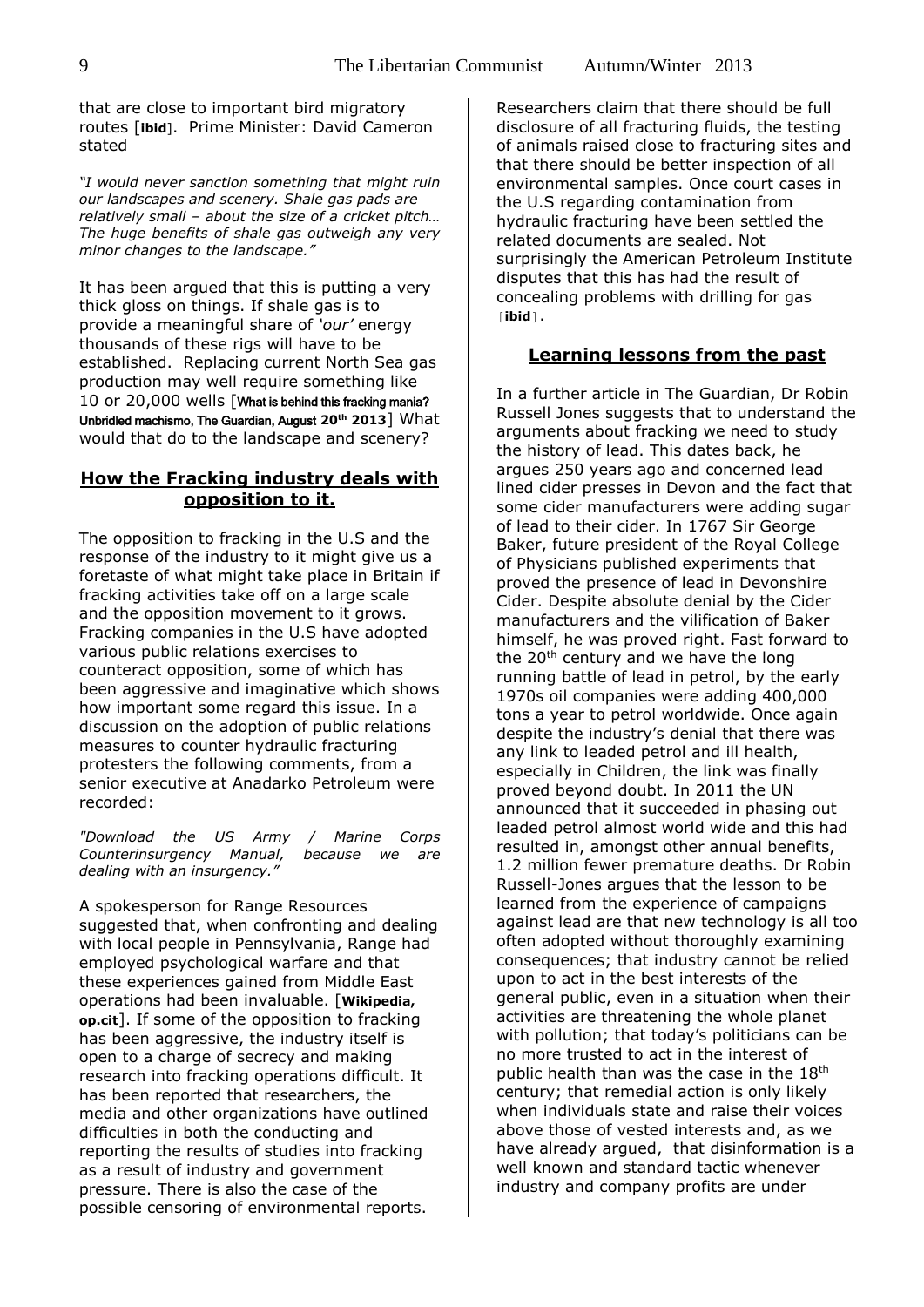that are close to important bird migratory routes [**ibid**]. Prime Minister: David Cameron stated

*"I would never sanction something that might ruin our landscapes and scenery. Shale gas pads are relatively small – about the size of a cricket pitch… The huge benefits of shale gas outweigh any very minor changes to the landscape."*

It has been argued that this is putting a very thick gloss on things. If shale gas is to provide a meaningful share of *'our'* energy thousands of these rigs will have to be established. Replacing current North Sea gas production may well require something like 10 or 20,000 wells [**What is behind this fracking mania? Unbridled machismo, The Guardian, August 20th 2013**] What would that do to the landscape and scenery?

## How the Fracking industry deals with opposition to it.

The opposition to fracking in the U.S and the response of the industry to it might give us a foretaste of what might take place in Britain if fracking activities take off on a large scale and the opposition movement to it grows. Fracking companies in the U.S have adopted various public relations exercises to counteract opposition, some of which has been aggressive and imaginative which shows how important some regard this issue. In a discussion on the adoption of public relations measures to counter hydraulic fracturing protesters the following comments, from a senior executive at Anadarko Petroleum were recorded:

*"Download the US Army / Marine Corps Counterinsurgency Manual, because we are dealing with an insurgency."*

A spokesperson for Range Resources suggested that, when confronting and dealing with local people in Pennsylvania, Range had employed psychological warfare and that these experiences gained from Middle East operations had been invaluable. [**Wikipedia, op.cit**]. If some of the opposition to fracking has been aggressive, the industry itself is open to a charge of secrecy and making research into fracking operations difficult. It has been reported that researchers, the media and other organizations have outlined difficulties in both the conducting and reporting the results of studies into fracking as a result of industry and government pressure. There is also the case of the possible censoring of environmental reports.

Researchers claim that there should be full disclosure of all fracturing fluids, the testing of animals raised close to fracturing sites and that there should be better inspection of all environmental samples. Once court cases in the U.S regarding contamination from hydraulic fracturing have been settled the related documents are sealed. Not surprisingly the American Petroleum Institute disputes that this has had the result of concealing problems with drilling for gas [**ibid**].

## Learning lessons from the past

In a further article in The Guardian, Dr Robin Russell Jones suggests that to understand the arguments about fracking we need to study the history of lead. This dates back, he argues 250 years ago and concerned lead lined cider presses in Devon and the fact that some cider manufacturers were adding sugar of lead to their cider. In 1767 Sir George Baker, future president of the Royal College of Physicians published experiments that proved the presence of lead in Devonshire Cider. Despite absolute denial by the Cider manufacturers and the vilification of Baker himself, he was proved right. Fast forward to the 20th century and we have the long running battle of lead in petrol, by the early 1970s oil companies were adding 400,000 tons a year to petrol worldwide. Once again despite the industry's denial that there was any link to leaded petrol and ill health, especially in Children, the link was finally proved beyond doubt. In 2011 the UN announced that it succeeded in phasing out leaded petrol almost world wide and this had resulted in, amongst other annual benefits, 1.2 million fewer premature deaths. Dr Robin Russell-Jones argues that the lesson to be learned from the experience of campaigns against lead are that new technology is all too often adopted without thoroughly examining consequences; that industry cannot be relied upon to act in the best interests of the general public, even in a situation when their activities are threatening the whole planet with pollution; that today's politicians can be no more trusted to act in the interest of public health than was the case in the 18th century; that remedial action is only likely when individuals state and raise their voices above those of vested interests and, as we have already argued, that disinformation is a well known and standard tactic whenever industry and company profits are under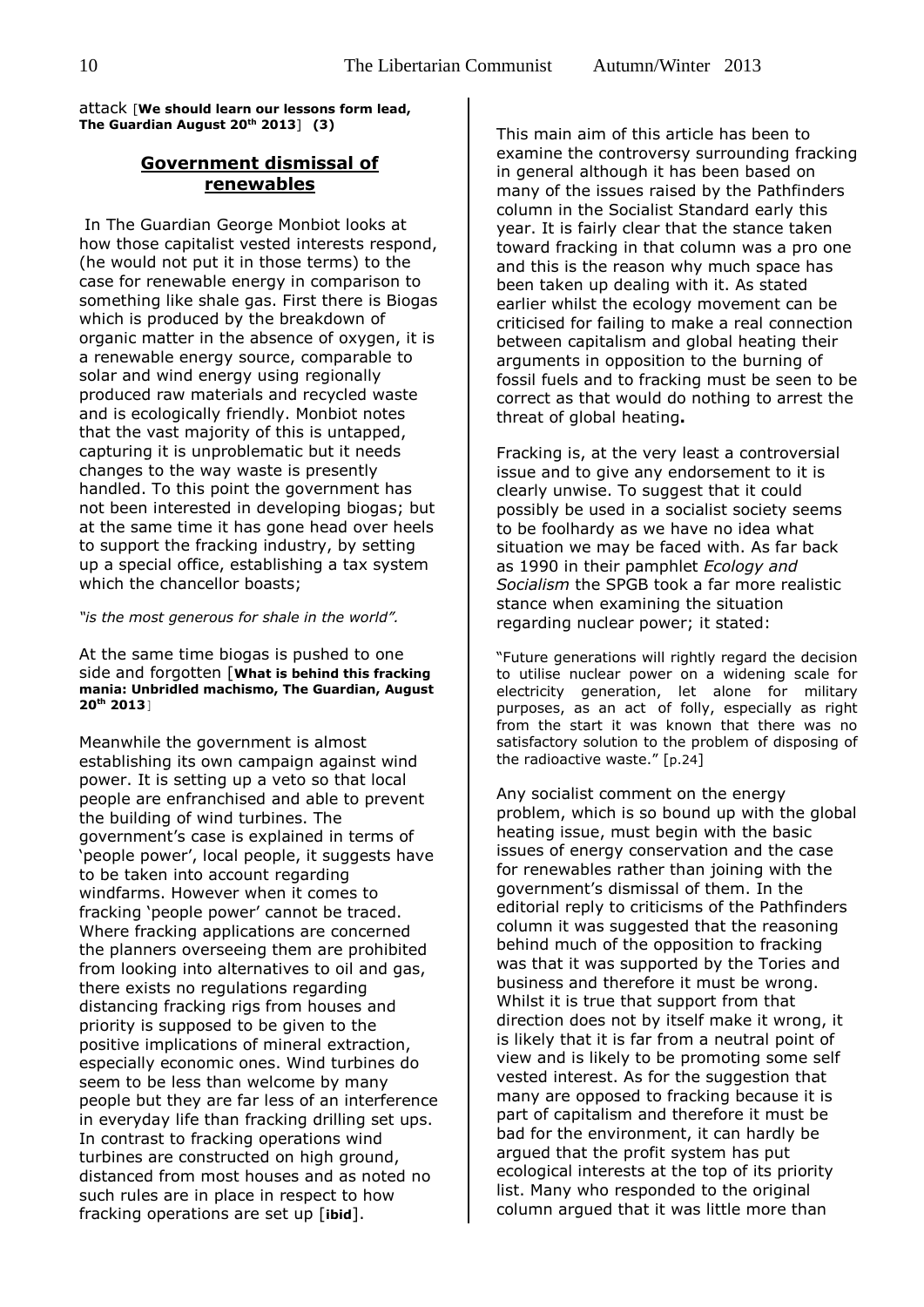attack [**We should learn our lessons form lead, The Guardian August 20th 2013**] **(3)**

## Government dismissal of renewables

In The Guardian George Monbiot looks at how those capitalist vested interests respond, (he would not put it in those terms) to the case for renewable energy in comparison to something like shale gas. First there is Biogas which is produced by the breakdown of organic matter in the absence of oxygen, it is a renewable energy source, comparable to solar and wind energy using regionally produced raw materials and recycled waste and is ecologically friendly. Monbiot notes that the vast majority of this is untapped, capturing it is unproblematic but it needs changes to the way waste is presently handled. To this point the government has not been interested in developing biogas; but at the same time it has gone head over heels to support the fracking industry, by setting up a special office, establishing a tax system which the chancellor boasts;

*"is the most generous for shale in the world".*

At the same time biogas is pushed to one side and forgotten [**What is behind this fracking mania: Unbridled machismo, The Guardian, August 20th 2013**]

Meanwhile the government is almost establishing its own campaign against wind power. It is setting up a veto so that local people are enfranchised and able to prevent the building of wind turbines. The government's case is explained in terms of 'people power', local people, it suggests have to be taken into account regarding windfarms. However when it comes to fracking 'people power' cannot be traced. Where fracking applications are concerned the planners overseeing them are prohibited from looking into alternatives to oil and gas, there exists no regulations regarding distancing fracking rigs from houses and priority is supposed to be given to the positive implications of mineral extraction, especially economic ones. Wind turbines do seem to be less than welcome by many people but they are far less of an interference in everyday life than fracking drilling set ups. In contrast to fracking operations wind turbines are constructed on high ground, distanced from most houses and as noted no such rules are in place in respect to how fracking operations are set up [**ibid**].

This main aim of this article has been to examine the controversy surrounding fracking in general although it has been based on many of the issues raised by the Pathfinders column in the Socialist Standard early this year. It is fairly clear that the stance taken toward fracking in that column was a pro one and this is the reason why much space has been taken up dealing with it. As stated earlier whilst the ecology movement can be criticised for failing to make a real connection between capitalism and global heating their arguments in opposition to the burning of fossil fuels and to fracking must be seen to be correct as that would do nothing to arrest the threat of global heating**.**

Fracking is, at the very least a controversial issue and to give any endorsement to it is clearly unwise. To suggest that it could possibly be used in a socialist society seems to be foolhardy as we have no idea what situation we may be faced with. As far back as 1990 in their pamphlet *Ecology and Socialism* the SPGB took a far more realistic stance when examining the situation regarding nuclear power; it stated:

"Future generations will rightly regard the decision to utilise nuclear power on a widening scale for electricity generation, let alone for military purposes, as an act of folly, especially as right from the start it was known that there was no satisfactory solution to the problem of disposing of the radioactive waste." [p.24]

Any socialist comment on the energy problem, which is so bound up with the global heating issue, must begin with the basic issues of energy conservation and the case for renewables rather than joining with the government's dismissal of them. In the editorial reply to criticisms of the Pathfinders column it was suggested that the reasoning behind much of the opposition to fracking was that it was supported by the Tories and business and therefore it must be wrong. Whilst it is true that support from that direction does not by itself make it wrong, it is likely that it is far from a neutral point of view and is likely to be promoting some self vested interest. As for the suggestion that many are opposed to fracking because it is part of capitalism and therefore it must be bad for the environment, it can hardly be argued that the profit system has put ecological interests at the top of its priority list. Many who responded to the original column argued that it was little more than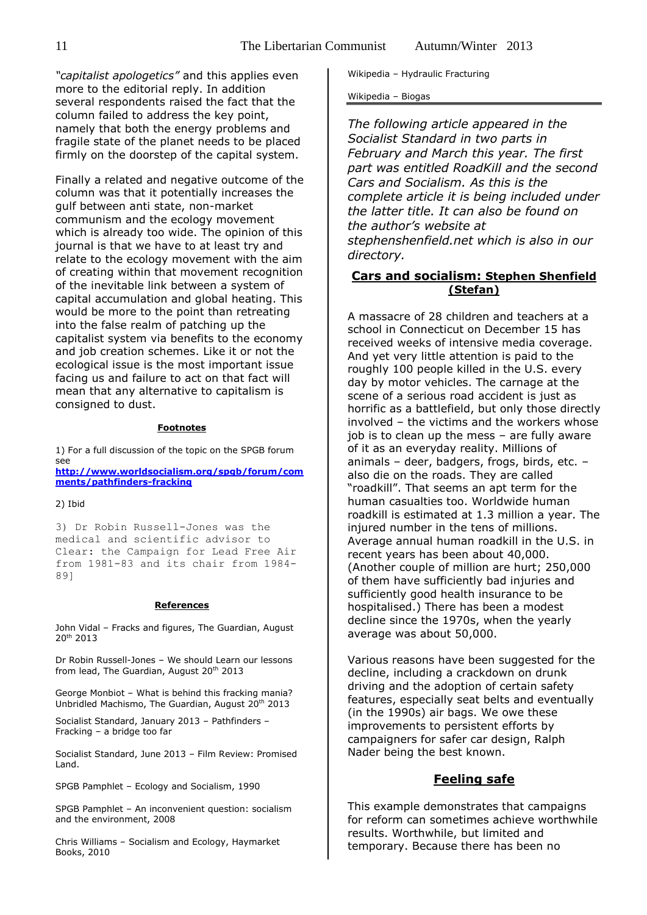*"capitalist apologetics"* and this applies even more to the editorial reply. In addition several respondents raised the fact that the column failed to address the key point, namely that both the energy problems and fragile state of the planet needs to be placed firmly on the doorstep of the capital system.

Finally a related and negative outcome of the column was that it potentially increases the gulf between anti state, non-market communism and the ecology movement which is already too wide. The opinion of this journal is that we have to at least try and relate to the ecology movement with the aim of creating within that movement recognition of the inevitable link between a system of capital accumulation and global heating. This would be more to the point than retreating into the false realm of patching up the capitalist system via benefits to the economy and job creation schemes. Like it or not the ecological issue is the most important issue facing us and failure to act on that fact will mean that any alternative to capitalism is consigned to dust.

#### Footnotes

1) For a full discussion of the topic on the SPGB forum see **http://www.worldsocialism.org/spgb/forum/comments/pathfinders-fracking**

2) Ibid

3) Dr Robin Russell-Jones was the medical and scientific advisor to Clear: the Campaign for Lead Free Air from 1981-83 and its chair from 1984-89]

#### References

John Vidal – Fracks and figures, The Guardian, August 20th 2013

Dr Robin Russell-Jones – We should Learn our lessons from lead, The Guardian, August 20th 2013

George Monbiot – What is behind this fracking mania? Unbridled Machismo, The Guardian, August 20th 2013

Socialist Standard, January 2013 – Pathfinders – Fracking – a bridge too far

Socialist Standard, June 2013 – Film Review: Promised Land.

SPGB Pamphlet – Ecology and Socialism, 1990

SPGB Pamphlet – An inconvenient question: socialism and the environment, 2008

Chris Williams – Socialism and Ecology, Haymarket Books, 2010

Wikipedia – Hydraulic Fracturing

Wikipedia – Biogas

---

*The following article appeared in the Socialist Standard in two parts in February and March this year. The first part was entitled RoadKill and the second Cars and Socialism. As this is the complete article it is being included under the latter title. It can also be found on the author's website at stephenshenfield.net which is also in our directory.*

## Cars and socialism: Stephen Shenfield (Stefan)

A massacre of 28 children and teachers at a school in Connecticut on December 15 has received weeks of intensive media coverage. And yet very little attention is paid to the roughly 100 people killed in the U.S. every day by motor vehicles. The carnage at the scene of a serious road accident is just as horrific as a battlefield, but only those directly involved – the victims and the workers whose job is to clean up the mess – are fully aware of it as an everyday reality. Millions of animals – deer, badgers, frogs, birds, etc. – also die on the roads. They are called "roadkill". That seems an apt term for the human casualties too. Worldwide human roadkill is estimated at 1.3 million a year. The injured number in the tens of millions. Average annual human roadkill in the U.S. in recent years has been about 40,000. (Another couple of million are hurt; 250,000 of them have sufficiently bad injuries and sufficiently good health insurance to be hospitalised.) There has been a modest decline since the 1970s, when the yearly average was about 50,000.

Various reasons have been suggested for the decline, including a crackdown on drunk driving and the adoption of certain safety features, especially seat belts and eventually (in the 1990s) air bags. We owe these improvements to persistent efforts by campaigners for safer car design, Ralph Nader being the best known.

### Feeling safe

This example demonstrates that campaigns for reform can sometimes achieve worthwhile results. Worthwhile, but limited and temporary. Because there has been no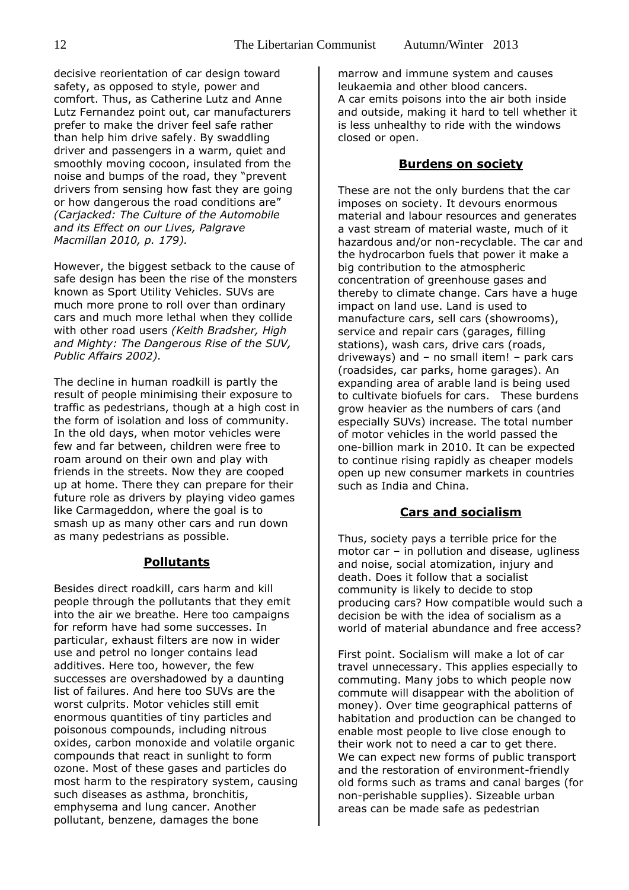decisive reorientation of car design toward safety, as opposed to style, power and comfort. Thus, as Catherine Lutz and Anne Lutz Fernandez point out, car manufacturers prefer to make the driver feel safe rather than help him drive safely. By swaddling driver and passengers in a warm, quiet and smoothly moving cocoon, insulated from the noise and bumps of the road, they "prevent drivers from sensing how fast they are going or how dangerous the road conditions are" *(Carjacked: The Culture of the Automobile and its Effect on our Lives, Palgrave Macmillan 2010, p. 179).*

However, the biggest setback to the cause of safe design has been the rise of the monsters known as Sport Utility Vehicles. SUVs are much more prone to roll over than ordinary cars and much more lethal when they collide with other road users *(Keith Bradsher, High and Mighty: The Dangerous Rise of the SUV, Public Affairs 2002).*

The decline in human roadkill is partly the result of people minimising their exposure to traffic as pedestrians, though at a high cost in the form of isolation and loss of community. In the old days, when motor vehicles were few and far between, children were free to roam around on their own and play with friends in the streets. Now they are cooped up at home. There they can prepare for their future role as drivers by playing video games like Carmageddon, where the goal is to smash up as many other cars and run down as many pedestrians as possible.

## Pollutants

Besides direct roadkill, cars harm and kill people through the pollutants that they emit into the air we breathe. Here too campaigns for reform have had some successes. In particular, exhaust filters are now in wider use and petrol no longer contains lead additives. Here too, however, the few successes are overshadowed by a daunting list of failures. And here too SUVs are the worst culprits. Motor vehicles still emit enormous quantities of tiny particles and poisonous compounds, including nitrous oxides, carbon monoxide and volatile organic compounds that react in sunlight to form ozone. Most of these gases and particles do most harm to the respiratory system, causing such diseases as asthma, bronchitis, emphysema and lung cancer. Another pollutant, benzene, damages the bone marrow and immune system and causes leukaemia and other blood cancers.
A car emits poisons into the air both inside and outside, making it hard to tell whether it is less unhealthy to ride with the windows closed or open.

## Burdens on society

These are not the only burdens that the car imposes on society. It devours enormous material and labour resources and generates a vast stream of material waste, much of it hazardous and/or non-recyclable. The car and the hydrocarbon fuels that power it make a big contribution to the atmospheric concentration of greenhouse gases and thereby to climate change. Cars have a huge impact on land use. Land is used to manufacture cars, sell cars (showrooms), service and repair cars (garages, filling stations), wash cars, drive cars (roads, driveways) and – no small item! – park cars (roadsides, car parks, home garages). An expanding area of arable land is being used to cultivate biofuels for cars. These burdens grow heavier as the numbers of cars (and especially SUVs) increase. The total number of motor vehicles in the world passed the one-billion mark in 2010. It can be expected to continue rising rapidly as cheaper models open up new consumer markets in countries such as India and China.

## Cars and socialism

Thus, society pays a terrible price for the motor car – in pollution and disease, ugliness and noise, social atomization, injury and death. Does it follow that a socialist community is likely to decide to stop producing cars? How compatible would such a decision be with the idea of socialism as a world of material abundance and free access?

First point. Socialism will make a lot of car travel unnecessary. This applies especially to commuting. Many jobs to which people now commute will disappear with the abolition of money). Over time geographical patterns of habitation and production can be changed to enable most people to live close enough to their work not to need a car to get there. We can expect new forms of public transport and the restoration of environment-friendly old forms such as trams and canal barges (for non-perishable supplies). Sizeable urban areas can be made safe as pedestrian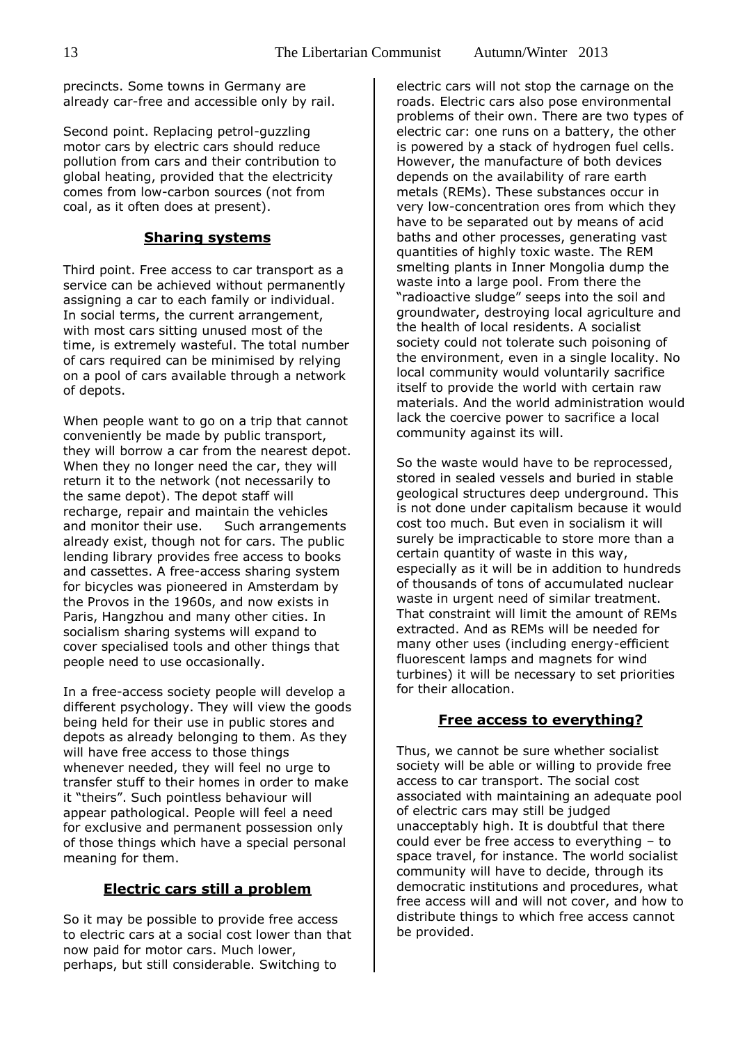precincts. Some towns in Germany are already car-free and accessible only by rail.

Second point. Replacing petrol-guzzling motor cars by electric cars should reduce pollution from cars and their contribution to global heating, provided that the electricity comes from low-carbon sources (not from coal, as it often does at present).

## Sharing systems

Third point. Free access to car transport as a service can be achieved without permanently assigning a car to each family or individual. In social terms, the current arrangement, with most cars sitting unused most of the time, is extremely wasteful. The total number of cars required can be minimised by relying on a pool of cars available through a network of depots.

When people want to go on a trip that cannot conveniently be made by public transport, they will borrow a car from the nearest depot. When they no longer need the car, they will return it to the network (not necessarily to the same depot). The depot staff will recharge, repair and maintain the vehicles and monitor their use. Such arrangements already exist, though not for cars. The public lending library provides free access to books and cassettes. A free-access sharing system for bicycles was pioneered in Amsterdam by the Provos in the 1960s, and now exists in Paris, Hangzhou and many other cities. In socialism sharing systems will expand to cover specialised tools and other things that people need to use occasionally.

In a free-access society people will develop a different psychology. They will view the goods being held for their use in public stores and depots as already belonging to them. As they will have free access to those things whenever needed, they will feel no urge to transfer stuff to their homes in order to make it "theirs". Such pointless behaviour will appear pathological. People will feel a need for exclusive and permanent possession only of those things which have a special personal meaning for them.

## Electric cars still a problem

So it may be possible to provide free access to electric cars at a social cost lower than that now paid for motor cars. Much lower, perhaps, but still considerable. Switching to electric cars will not stop the carnage on the roads. Electric cars also pose environmental problems of their own. There are two types of electric car: one runs on a battery, the other is powered by a stack of hydrogen fuel cells. However, the manufacture of both devices depends on the availability of rare earth metals (REMs). These substances occur in very low-concentration ores from which they have to be separated out by means of acid baths and other processes, generating vast quantities of highly toxic waste. The REM smelting plants in Inner Mongolia dump the waste into a large pool. From there the "radioactive sludge" seeps into the soil and groundwater, destroying local agriculture and the health of local residents. A socialist society could not tolerate such poisoning of the environment, even in a single locality. No local community would voluntarily sacrifice itself to provide the world with certain raw materials. And the world administration would lack the coercive power to sacrifice a local community against its will.

So the waste would have to be reprocessed, stored in sealed vessels and buried in stable geological structures deep underground. This is not done under capitalism because it would cost too much. But even in socialism it will surely be impracticable to store more than a certain quantity of waste in this way, especially as it will be in addition to hundreds of thousands of tons of accumulated nuclear waste in urgent need of similar treatment. That constraint will limit the amount of REMs extracted. And as REMs will be needed for many other uses (including energy-efficient fluorescent lamps and magnets for wind turbines) it will be necessary to set priorities for their allocation.

## Free access to everything?

Thus, we cannot be sure whether socialist society will be able or willing to provide free access to car transport. The social cost associated with maintaining an adequate pool of electric cars may still be judged unacceptably high. It is doubtful that there could ever be free access to everything – to space travel, for instance. The world socialist community will have to decide, through its democratic institutions and procedures, what free access will and will not cover, and how to distribute things to which free access cannot be provided.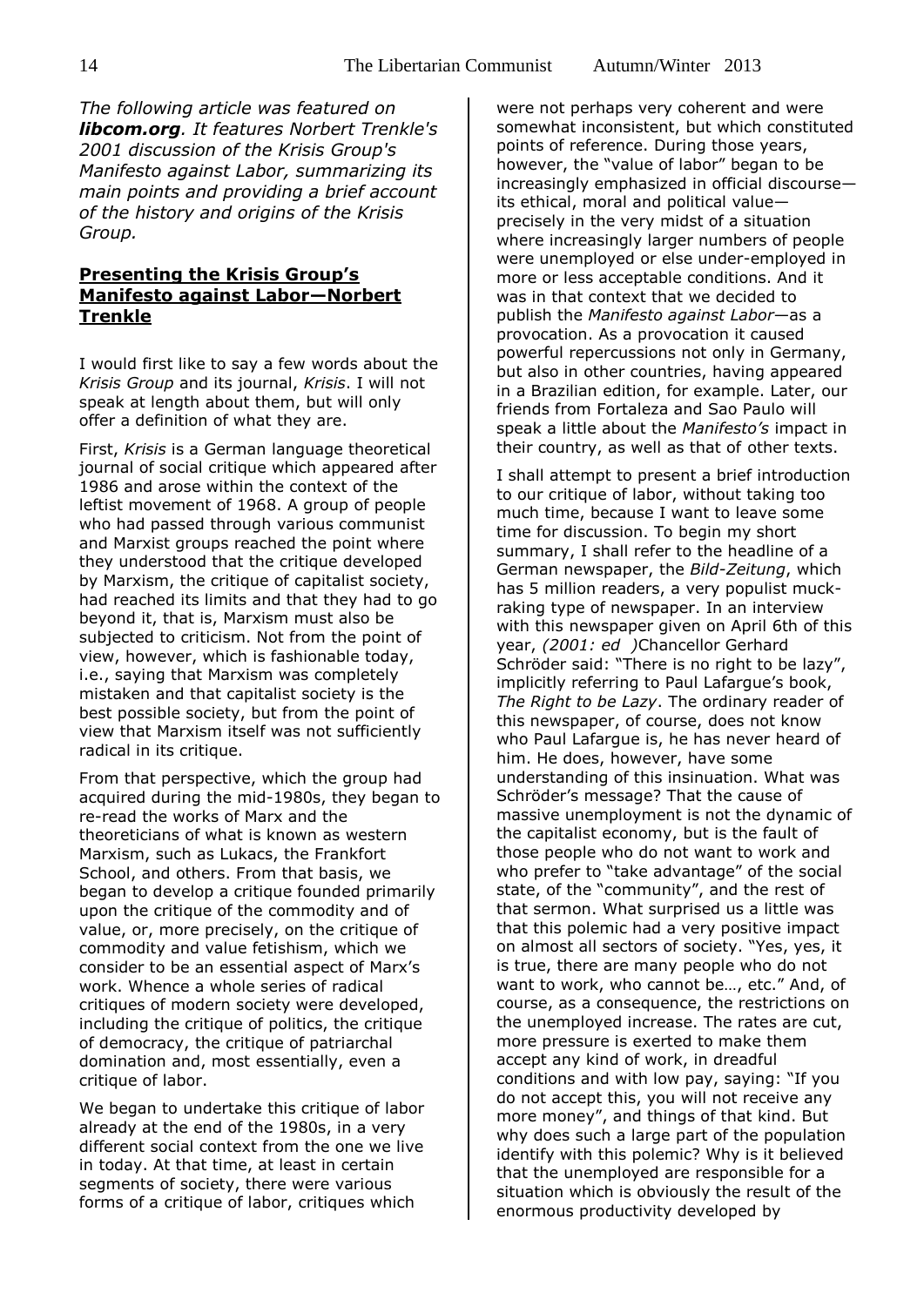*The following article was featured on **libcom.org**. It features Norbert Trenkle's 2001 discussion of the Krisis Group's Manifesto against Labor, summarizing its main points and providing a brief account of the history and origins of the Krisis Group.*

## Presenting the Krisis Group's Manifesto against Labor—Norbert Trenkle

I would first like to say a few words about the *Krisis Group* and its journal, *Krisis*. I will not speak at length about them, but will only offer a definition of what they are.

First, *Krisis* is a German language theoretical journal of social critique which appeared after 1986 and arose within the context of the leftist movement of 1968. A group of people who had passed through various communist and Marxist groups reached the point where they understood that the critique developed by Marxism, the critique of capitalist society, had reached its limits and that they had to go beyond it, that is, Marxism must also be subjected to criticism. Not from the point of view, however, which is fashionable today, i.e., saying that Marxism was completely mistaken and that capitalist society is the best possible society, but from the point of view that Marxism itself was not sufficiently radical in its critique.

From that perspective, which the group had acquired during the mid-1980s, they began to re-read the works of Marx and the theoreticians of what is known as western Marxism, such as Lukacs, the Frankfort School, and others. From that basis, we began to develop a critique founded primarily upon the critique of the commodity and of value, or, more precisely, on the critique of commodity and value fetishism, which we consider to be an essential aspect of Marx's work. Whence a whole series of radical critiques of modern society were developed, including the critique of politics, the critique of democracy, the critique of patriarchal domination and, most essentially, even a critique of labor.

We began to undertake this critique of labor already at the end of the 1980s, in a very different social context from the one we live in today. At that time, at least in certain segments of society, there were various forms of a critique of labor, critiques which were not perhaps very coherent and were somewhat inconsistent, but which constituted points of reference. During those years, however, the "value of labor" began to be increasingly emphasized in official discourse—its ethical, moral and political value—precisely in the very midst of a situation where increasingly larger numbers of people were unemployed or else under-employed in more or less acceptable conditions. And it was in that context that we decided to publish the *Manifesto against Labor*—as a provocation. As a provocation it caused powerful repercussions not only in Germany, but also in other countries, having appeared in a Brazilian edition, for example. Later, our friends from Fortaleza and Sao Paulo will speak a little about the *Manifesto's* impact in their country, as well as that of other texts.

I shall attempt to present a brief introduction to our critique of labor, without taking too much time, because I want to leave some time for discussion. To begin my short summary, I shall refer to the headline of a German newspaper, the *Bild-Zeitung*, which has 5 million readers, a very populist muck-raking type of newspaper. In an interview with this newspaper given on April 6th of this year, *(2001: ed )*Chancellor Gerhard Schröder said: "There is no right to be lazy", implicitly referring to Paul Lafargue's book, *The Right to be Lazy*. The ordinary reader of this newspaper, of course, does not know who Paul Lafargue is, he has never heard of him. He does, however, have some understanding of this insinuation. What was Schröder's message? That the cause of massive unemployment is not the dynamic of the capitalist economy, but is the fault of those people who do not want to work and who prefer to "take advantage" of the social state, of the "community", and the rest of that sermon. What surprised us a little was that this polemic had a very positive impact on almost all sectors of society. "Yes, yes, it is true, there are many people who do not want to work, who cannot be…, etc." And, of course, as a consequence, the restrictions on the unemployed increase. The rates are cut, more pressure is exerted to make them accept any kind of work, in dreadful conditions and with low pay, saying: "If you do not accept this, you will not receive any more money", and things of that kind. But why does such a large part of the population identify with this polemic? Why is it believed that the unemployed are responsible for a situation which is obviously the result of the enormous productivity developed by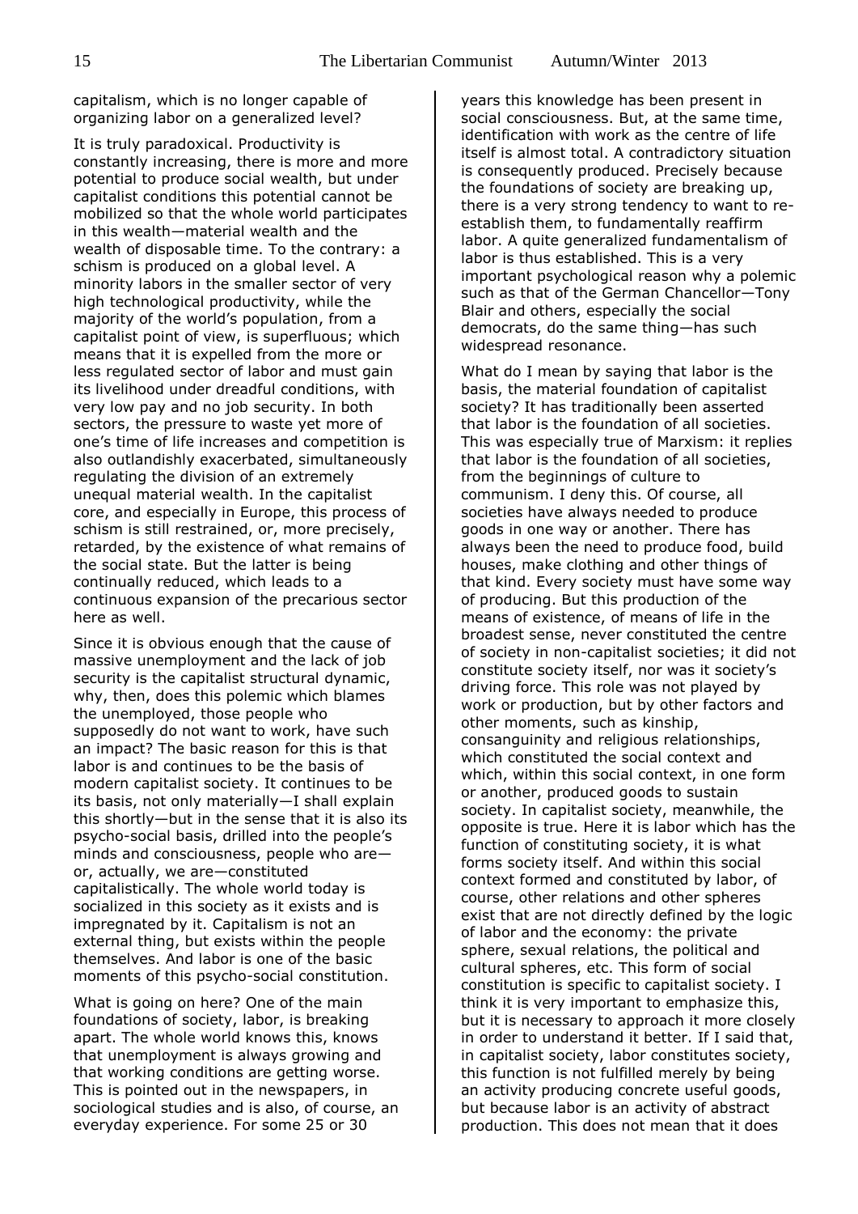capitalism, which is no longer capable of organizing labor on a generalized level?

It is truly paradoxical. Productivity is constantly increasing, there is more and more potential to produce social wealth, but under capitalist conditions this potential cannot be mobilized so that the whole world participates in this wealth—material wealth and the wealth of disposable time. To the contrary: a schism is produced on a global level. A minority labors in the smaller sector of very high technological productivity, while the majority of the world's population, from a capitalist point of view, is superfluous; which means that it is expelled from the more or less regulated sector of labor and must gain its livelihood under dreadful conditions, with very low pay and no job security. In both sectors, the pressure to waste yet more of one's time of life increases and competition is also outlandishly exacerbated, simultaneously regulating the division of an extremely unequal material wealth. In the capitalist core, and especially in Europe, this process of schism is still restrained, or, more precisely, retarded, by the existence of what remains of the social state. But the latter is being continually reduced, which leads to a continuous expansion of the precarious sector here as well.

Since it is obvious enough that the cause of massive unemployment and the lack of job security is the capitalist structural dynamic, why, then, does this polemic which blames the unemployed, those people who supposedly do not want to work, have such an impact? The basic reason for this is that labor is and continues to be the basis of modern capitalist society. It continues to be its basis, not only materially—I shall explain this shortly—but in the sense that it is also its psycho-social basis, drilled into the people's minds and consciousness, people who are—or, actually, we are—constituted capitalistically. The whole world today is socialized in this society as it exists and is impregnated by it. Capitalism is not an external thing, but exists within the people themselves. And labor is one of the basic moments of this psycho-social constitution.

What is going on here? One of the main foundations of society, labor, is breaking apart. The whole world knows this, knows that unemployment is always growing and that working conditions are getting worse. This is pointed out in the newspapers, in sociological studies and is also, of course, an everyday experience. For some 25 or 30 years this knowledge has been present in social consciousness. But, at the same time, identification with work as the centre of life itself is almost total. A contradictory situation is consequently produced. Precisely because the foundations of society are breaking up, there is a very strong tendency to want to re-establish them, to fundamentally reaffirm labor. A quite generalized fundamentalism of labor is thus established. This is a very important psychological reason why a polemic such as that of the German Chancellor—Tony Blair and others, especially the social democrats, do the same thing—has such widespread resonance.

What do I mean by saying that labor is the basis, the material foundation of capitalist society? It has traditionally been asserted that labor is the foundation of all societies. This was especially true of Marxism: it replies that labor is the foundation of all societies, from the beginnings of culture to communism. I deny this. Of course, all societies have always needed to produce goods in one way or another. There has always been the need to produce food, build houses, make clothing and other things of that kind. Every society must have some way of producing. But this production of the means of existence, of means of life in the broadest sense, never constituted the centre of society in non-capitalist societies; it did not constitute society itself, nor was it society's driving force. This role was not played by work or production, but by other factors and other moments, such as kinship, consanguinity and religious relationships, which constituted the social context and which, within this social context, in one form or another, produced goods to sustain society. In capitalist society, meanwhile, the opposite is true. Here it is labor which has the function of constituting society, it is what forms society itself. And within this social context formed and constituted by labor, of course, other relations and other spheres exist that are not directly defined by the logic of labor and the economy: the private sphere, sexual relations, the political and cultural spheres, etc. This form of social constitution is specific to capitalist society. I think it is very important to emphasize this, but it is necessary to approach it more closely in order to understand it better. If I said that, in capitalist society, labor constitutes society, this function is not fulfilled merely by being an activity producing concrete useful goods, but because labor is an activity of abstract production. This does not mean that it does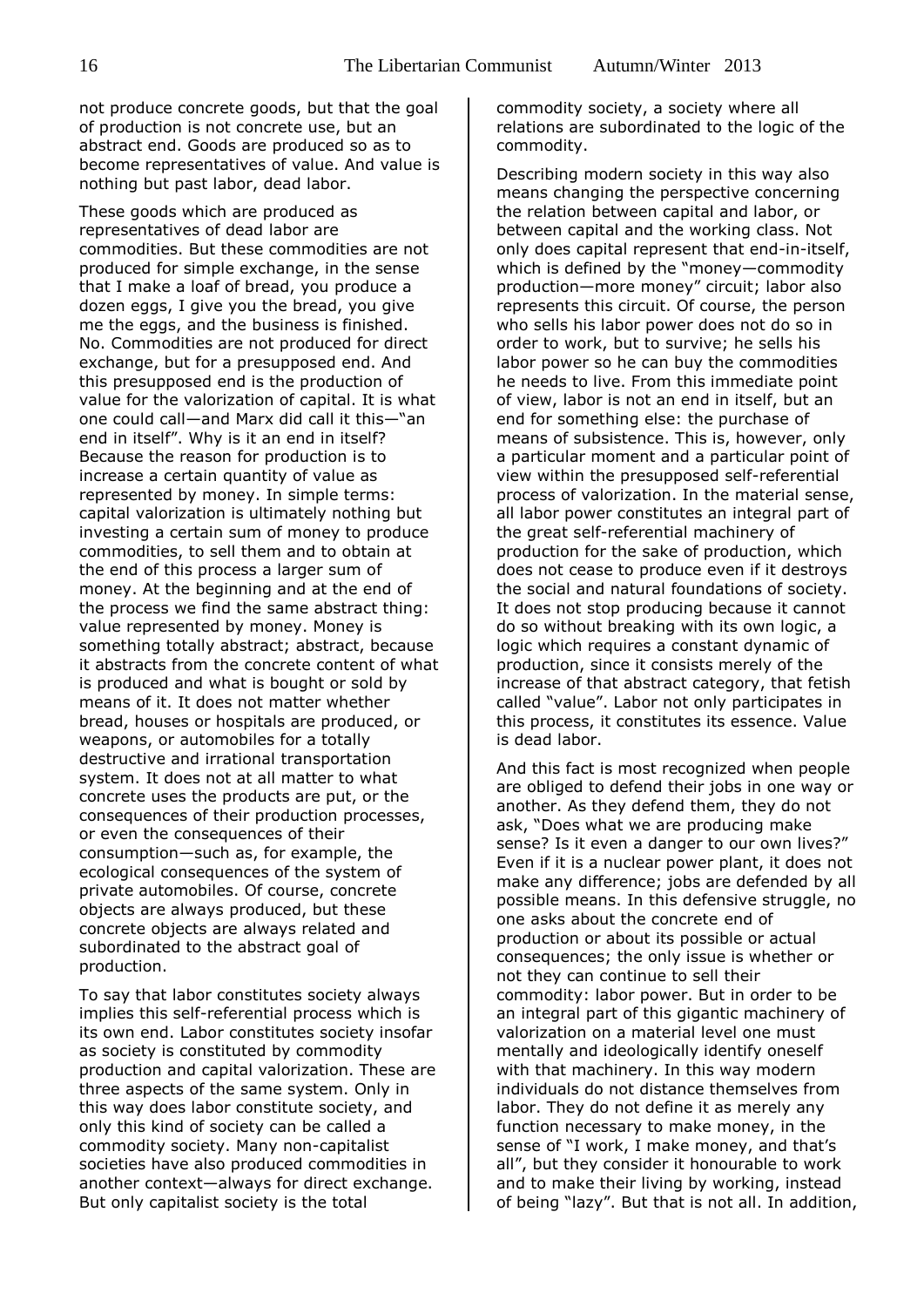not produce concrete goods, but that the goal of production is not concrete use, but an abstract end. Goods are produced so as to become representatives of value. And value is nothing but past labor, dead labor.

These goods which are produced as representatives of dead labor are commodities. But these commodities are not produced for simple exchange, in the sense that I make a loaf of bread, you produce a dozen eggs, I give you the bread, you give me the eggs, and the business is finished. No. Commodities are not produced for direct exchange, but for a presupposed end. And this presupposed end is the production of value for the valorization of capital. It is what one could call—and Marx did call it this—"an end in itself". Why is it an end in itself? Because the reason for production is to increase a certain quantity of value as represented by money. In simple terms: capital valorization is ultimately nothing but investing a certain sum of money to produce commodities, to sell them and to obtain at the end of this process a larger sum of money. At the beginning and at the end of the process we find the same abstract thing: value represented by money. Money is something totally abstract; abstract, because it abstracts from the concrete content of what is produced and what is bought or sold by means of it. It does not matter whether bread, houses or hospitals are produced, or weapons, or automobiles for a totally destructive and irrational transportation system. It does not at all matter to what concrete uses the products are put, or the consequences of their production processes, or even the consequences of their consumption—such as, for example, the ecological consequences of the system of private automobiles. Of course, concrete objects are always produced, but these concrete objects are always related and subordinated to the abstract goal of production.

To say that labor constitutes society always implies this self-referential process which is its own end. Labor constitutes society insofar as society is constituted by commodity production and capital valorization. These are three aspects of the same system. Only in this way does labor constitute society, and only this kind of society can be called a commodity society. Many non-capitalist societies have also produced commodities in another context—always for direct exchange. But only capitalist society is the total commodity society, a society where all relations are subordinated to the logic of the commodity.

Describing modern society in this way also means changing the perspective concerning the relation between capital and labor, or between capital and the working class. Not only does capital represent that end-in-itself, which is defined by the "money—commodity production—more money" circuit; labor also represents this circuit. Of course, the person who sells his labor power does not do so in order to work, but to survive; he sells his labor power so he can buy the commodities he needs to live. From this immediate point of view, labor is not an end in itself, but an end for something else: the purchase of means of subsistence. This is, however, only a particular moment and a particular point of view within the presupposed self-referential process of valorization. In the material sense, all labor power constitutes an integral part of the great self-referential machinery of production for the sake of production, which does not cease to produce even if it destroys the social and natural foundations of society. It does not stop producing because it cannot do so without breaking with its own logic, a logic which requires a constant dynamic of production, since it consists merely of the increase of that abstract category, that fetish called "value". Labor not only participates in this process, it constitutes its essence. Value is dead labor.

And this fact is most recognized when people are obliged to defend their jobs in one way or another. As they defend them, they do not ask, "Does what we are producing make sense? Is it even a danger to our own lives?" Even if it is a nuclear power plant, it does not make any difference; jobs are defended by all possible means. In this defensive struggle, no one asks about the concrete end of production or about its possible or actual consequences; the only issue is whether or not they can continue to sell their commodity: labor power. But in order to be an integral part of this gigantic machinery of valorization on a material level one must mentally and ideologically identify oneself with that machinery. In this way modern individuals do not distance themselves from labor. They do not define it as merely any function necessary to make money, in the sense of "I work, I make money, and that's all", but they consider it honourable to work and to make their living by working, instead of being "lazy". But that is not all. In addition,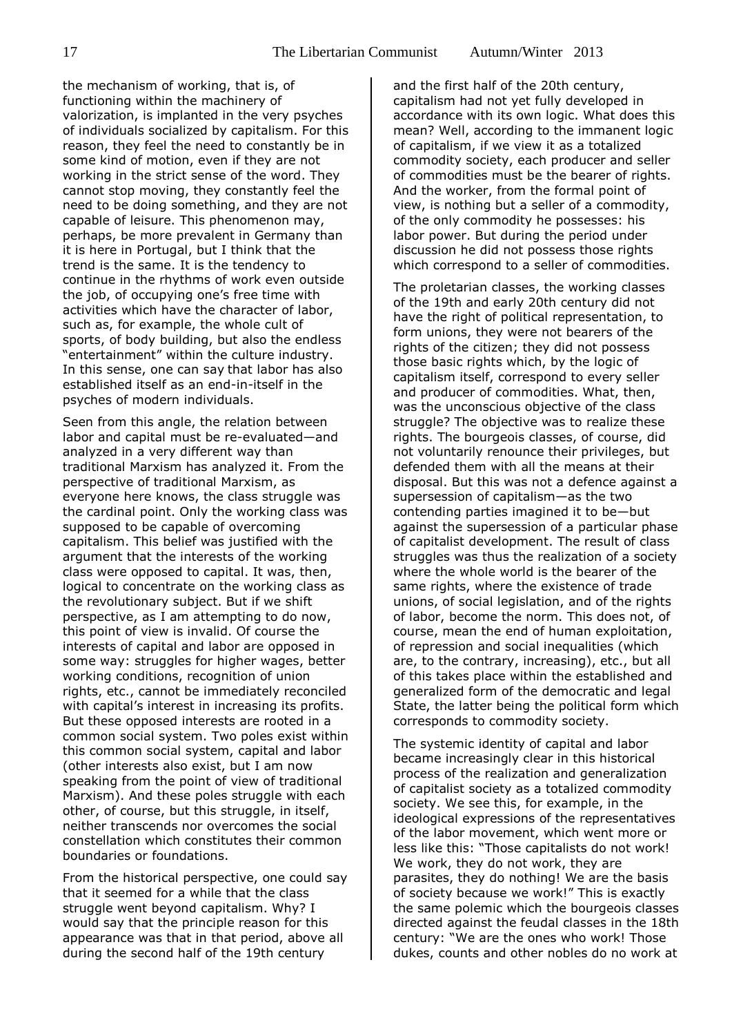the mechanism of working, that is, of functioning within the machinery of valorization, is implanted in the very psyches of individuals socialized by capitalism. For this reason, they feel the need to constantly be in some kind of motion, even if they are not working in the strict sense of the word. They cannot stop moving, they constantly feel the need to be doing something, and they are not capable of leisure. This phenomenon may, perhaps, be more prevalent in Germany than it is here in Portugal, but I think that the trend is the same. It is the tendency to continue in the rhythms of work even outside the job, of occupying one's free time with activities which have the character of labor, such as, for example, the whole cult of sports, of body building, but also the endless "entertainment" within the culture industry. In this sense, one can say that labor has also established itself as an end-in-itself in the psyches of modern individuals.

Seen from this angle, the relation between labor and capital must be re-evaluated—and analyzed in a very different way than traditional Marxism has analyzed it. From the perspective of traditional Marxism, as everyone here knows, the class struggle was the cardinal point. Only the working class was supposed to be capable of overcoming capitalism. This belief was justified with the argument that the interests of the working class were opposed to capital. It was, then, logical to concentrate on the working class as the revolutionary subject. But if we shift perspective, as I am attempting to do now, this point of view is invalid. Of course the interests of capital and labor are opposed in some way: struggles for higher wages, better working conditions, recognition of union rights, etc., cannot be immediately reconciled with capital's interest in increasing its profits. But these opposed interests are rooted in a common social system. Two poles exist within this common social system, capital and labor (other interests also exist, but I am now speaking from the point of view of traditional Marxism). And these poles struggle with each other, of course, but this struggle, in itself, neither transcends nor overcomes the social constellation which constitutes their common boundaries or foundations.

From the historical perspective, one could say that it seemed for a while that the class struggle went beyond capitalism. Why? I would say that the principle reason for this appearance was that in that period, above all during the second half of the 19th century and the first half of the 20th century, capitalism had not yet fully developed in accordance with its own logic. What does this mean? Well, according to the immanent logic of capitalism, if we view it as a totalized commodity society, each producer and seller of commodities must be the bearer of rights. And the worker, from the formal point of view, is nothing but a seller of a commodity, of the only commodity he possesses: his labor power. But during the period under discussion he did not possess those rights which correspond to a seller of commodities.

The proletarian classes, the working classes of the 19th and early 20th century did not have the right of political representation, to form unions, they were not bearers of the rights of the citizen; they did not possess those basic rights which, by the logic of capitalism itself, correspond to every seller and producer of commodities. What, then, was the unconscious objective of the class struggle? The objective was to realize these rights. The bourgeois classes, of course, did not voluntarily renounce their privileges, but defended them with all the means at their disposal. But this was not a defence against a supersession of capitalism—as the two contending parties imagined it to be—but against the supersession of a particular phase of capitalist development. The result of class struggles was thus the realization of a society where the whole world is the bearer of the same rights, where the existence of trade unions, of social legislation, and of the rights of labor, become the norm. This does not, of course, mean the end of human exploitation, of repression and social inequalities (which are, to the contrary, increasing), etc., but all of this takes place within the established and generalized form of the democratic and legal State, the latter being the political form which corresponds to commodity society.

The systemic identity of capital and labor became increasingly clear in this historical process of the realization and generalization of capitalist society as a totalized commodity society. We see this, for example, in the ideological expressions of the representatives of the labor movement, which went more or less like this: "Those capitalists do not work! We work, they do not work, they are parasites, they do nothing! We are the basis of society because we work!" This is exactly the same polemic which the bourgeois classes directed against the feudal classes in the 18th century: "We are the ones who work! Those dukes, counts and other nobles do no work at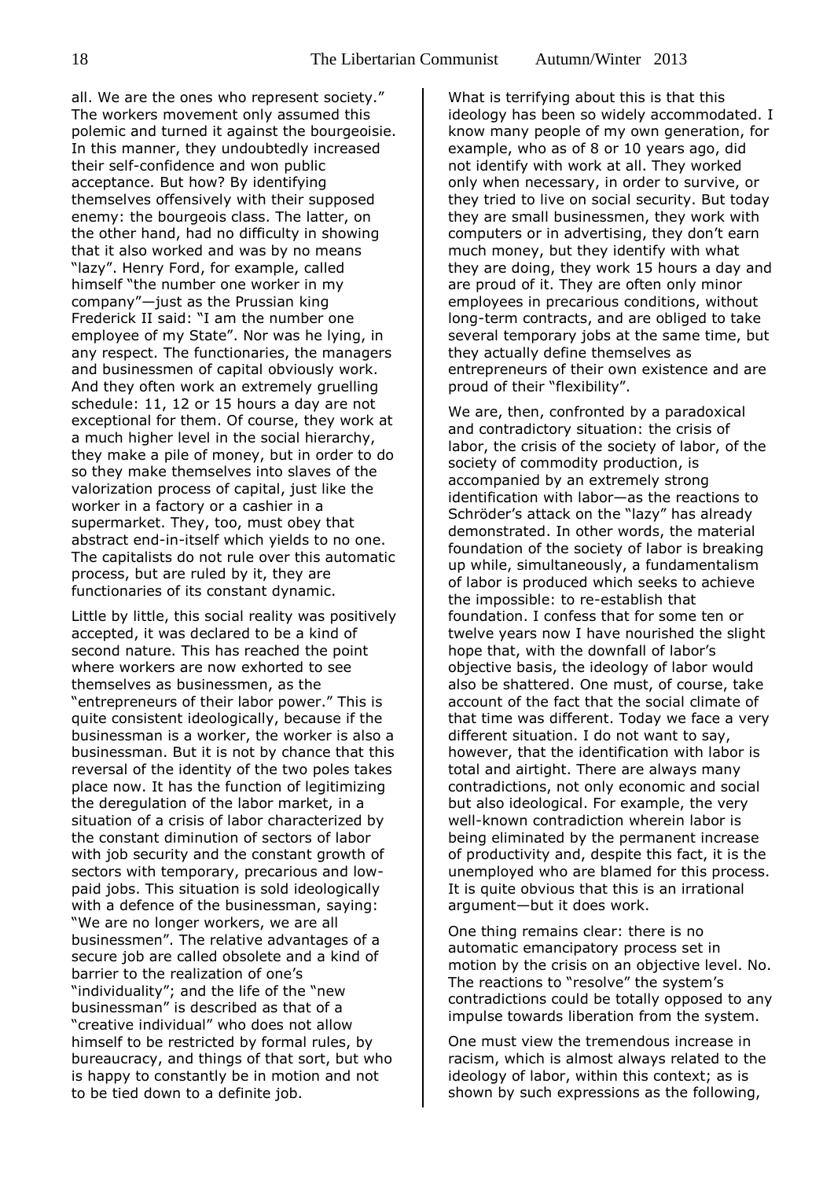all. We are the ones who represent society." The workers movement only assumed this polemic and turned it against the bourgeoisie. In this manner, they undoubtedly increased their self-confidence and won public acceptance. But how? By identifying themselves offensively with their supposed enemy: the bourgeois class. The latter, on the other hand, had no difficulty in showing that it also worked and was by no means "lazy". Henry Ford, for example, called himself "the number one worker in my company"—just as the Prussian king Frederick II said: "I am the number one employee of my State". Nor was he lying, in any respect. The functionaries, the managers and businessmen of capital obviously work. And they often work an extremely gruelling schedule: 11, 12 or 15 hours a day are not exceptional for them. Of course, they work at a much higher level in the social hierarchy, they make a pile of money, but in order to do so they make themselves into slaves of the valorization process of capital, just like the worker in a factory or a cashier in a supermarket. They, too, must obey that abstract end-in-itself which yields to no one. The capitalists do not rule over this automatic process, but are ruled by it, they are functionaries of its constant dynamic.

Little by little, this social reality was positively accepted, it was declared to be a kind of second nature. This has reached the point where workers are now exhorted to see themselves as businessmen, as the "entrepreneurs of their labor power." This is quite consistent ideologically, because if the businessman is a worker, the worker is also a businessman. But it is not by chance that this reversal of the identity of the two poles takes place now. It has the function of legitimizing the deregulation of the labor market, in a situation of a crisis of labor characterized by the constant diminution of sectors of labor with job security and the constant growth of sectors with temporary, precarious and low-paid jobs. This situation is sold ideologically with a defence of the businessman, saying: "We are no longer workers, we are all businessmen". The relative advantages of a secure job are called obsolete and a kind of barrier to the realization of one's "individuality"; and the life of the "new businessman" is described as that of a "creative individual" who does not allow himself to be restricted by formal rules, by bureaucracy, and things of that sort, but who is happy to constantly be in motion and not to be tied down to a definite job.

What is terrifying about this is that this ideology has been so widely accommodated. I know many people of my own generation, for example, who as of 8 or 10 years ago, did not identify with work at all. They worked only when necessary, in order to survive, or they tried to live on social security. But today they are small businessmen, they work with computers or in advertising, they don't earn much money, but they identify with what they are doing, they work 15 hours a day and are proud of it. They are often only minor employees in precarious conditions, without long-term contracts, and are obliged to take several temporary jobs at the same time, but they actually define themselves as entrepreneurs of their own existence and are proud of their "flexibility".

We are, then, confronted by a paradoxical and contradictory situation: the crisis of labor, the crisis of the society of labor, of the society of commodity production, is accompanied by an extremely strong identification with labor—as the reactions to Schröder's attack on the "lazy" has already demonstrated. In other words, the material foundation of the society of labor is breaking up while, simultaneously, a fundamentalism of labor is produced which seeks to achieve the impossible: to re-establish that foundation. I confess that for some ten or twelve years now I have nourished the slight hope that, with the downfall of labor's objective basis, the ideology of labor would also be shattered. One must, of course, take account of the fact that the social climate of that time was different. Today we face a very different situation. I do not want to say, however, that the identification with labor is total and airtight. There are always many contradictions, not only economic and social but also ideological. For example, the very well-known contradiction wherein labor is being eliminated by the permanent increase of productivity and, despite this fact, it is the unemployed who are blamed for this process. It is quite obvious that this is an irrational argument—but it does work.

One thing remains clear: there is no automatic emancipatory process set in motion by the crisis on an objective level. No. The reactions to "resolve" the system's contradictions could be totally opposed to any impulse towards liberation from the system.

One must view the tremendous increase in racism, which is almost always related to the ideology of labor, within this context; as is shown by such expressions as the following,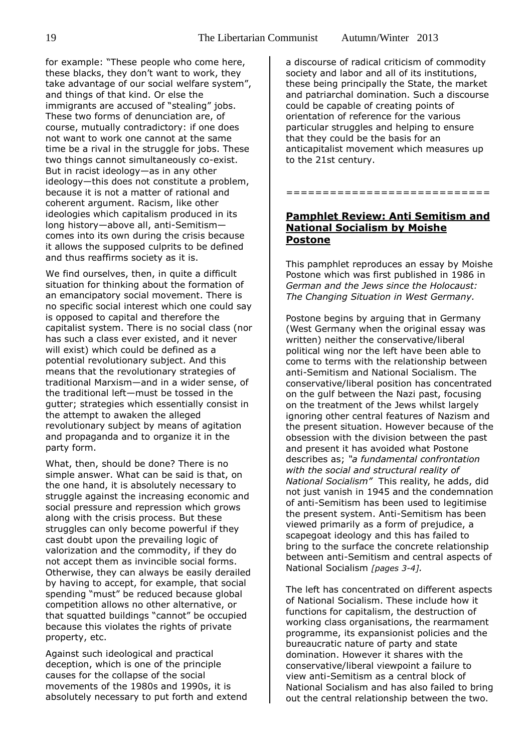for example: "These people who come here, these blacks, they don't want to work, they take advantage of our social welfare system", and things of that kind. Or else the immigrants are accused of "stealing" jobs. These two forms of denunciation are, of course, mutually contradictory: if one does not want to work one cannot at the same time be a rival in the struggle for jobs. These two things cannot simultaneously co-exist. But in racist ideology—as in any other ideology—this does not constitute a problem, because it is not a matter of rational and coherent argument. Racism, like other ideologies which capitalism produced in its long history—above all, anti-Semitism—comes into its own during the crisis because it allows the supposed culprits to be defined and thus reaffirms society as it is.

We find ourselves, then, in quite a difficult situation for thinking about the formation of an emancipatory social movement. There is no specific social interest which one could say is opposed to capital and therefore the capitalist system. There is no social class (nor has such a class ever existed, and it never will exist) which could be defined as a potential revolutionary subject. And this means that the revolutionary strategies of traditional Marxism—and in a wider sense, of the traditional left—must be tossed in the gutter; strategies which essentially consist in the attempt to awaken the alleged revolutionary subject by means of agitation and propaganda and to organize it in the party form.

What, then, should be done? There is no simple answer. What can be said is that, on the one hand, it is absolutely necessary to struggle against the increasing economic and social pressure and repression which grows along with the crisis process. But these struggles can only become powerful if they cast doubt upon the prevailing logic of valorization and the commodity, if they do not accept them as invincible social forms. Otherwise, they can always be easily derailed by having to accept, for example, that social spending "must" be reduced because global competition allows no other alternative, or that squatted buildings "cannot" be occupied because this violates the rights of private property, etc.

Against such ideological and practical deception, which is one of the principle causes for the collapse of the social movements of the 1980s and 1990s, it is absolutely necessary to put forth and extend a discourse of radical criticism of commodity society and labor and all of its institutions, these being principally the State, the market and patriarchal domination. Such a discourse could be capable of creating points of orientation of reference for the various particular struggles and helping to ensure that they could be the basis for an anticapitalist movement which measures up to the 21st century.

===========================

## **Pamphlet Review: Anti Semitism and National Socialism by Moishe Postone**

This pamphlet reproduces an essay by Moishe Postone which was first published in 1986 in *German and the Jews since the Holocaust: The Changing Situation in West Germany.*

Postone begins by arguing that in Germany (West Germany when the original essay was written) neither the conservative/liberal political wing nor the left have been able to come to terms with the relationship between anti-Semitism and National Socialism. The conservative/liberal position has concentrated on the gulf between the Nazi past, focusing on the treatment of the Jews whilst largely ignoring other central features of Nazism and the present situation. However because of the obsession with the division between the past and present it has avoided what Postone describes as; *"a fundamental confrontation with the social and structural reality of National Socialism"* This reality, he adds, did not just vanish in 1945 and the condemnation of anti-Semitism has been used to legitimise the present system. Anti-Semitism has been viewed primarily as a form of prejudice, a scapegoat ideology and this has failed to bring to the surface the concrete relationship between anti-Semitism and central aspects of National Socialism *[pages 3-4].*

The left has concentrated on different aspects of National Socialism. These include how it functions for capitalism, the destruction of working class organisations, the rearmament programme, its expansionist policies and the bureaucratic nature of party and state domination. However it shares with the conservative/liberal viewpoint a failure to view anti-Semitism as a central block of National Socialism and has also failed to bring out the central relationship between the two.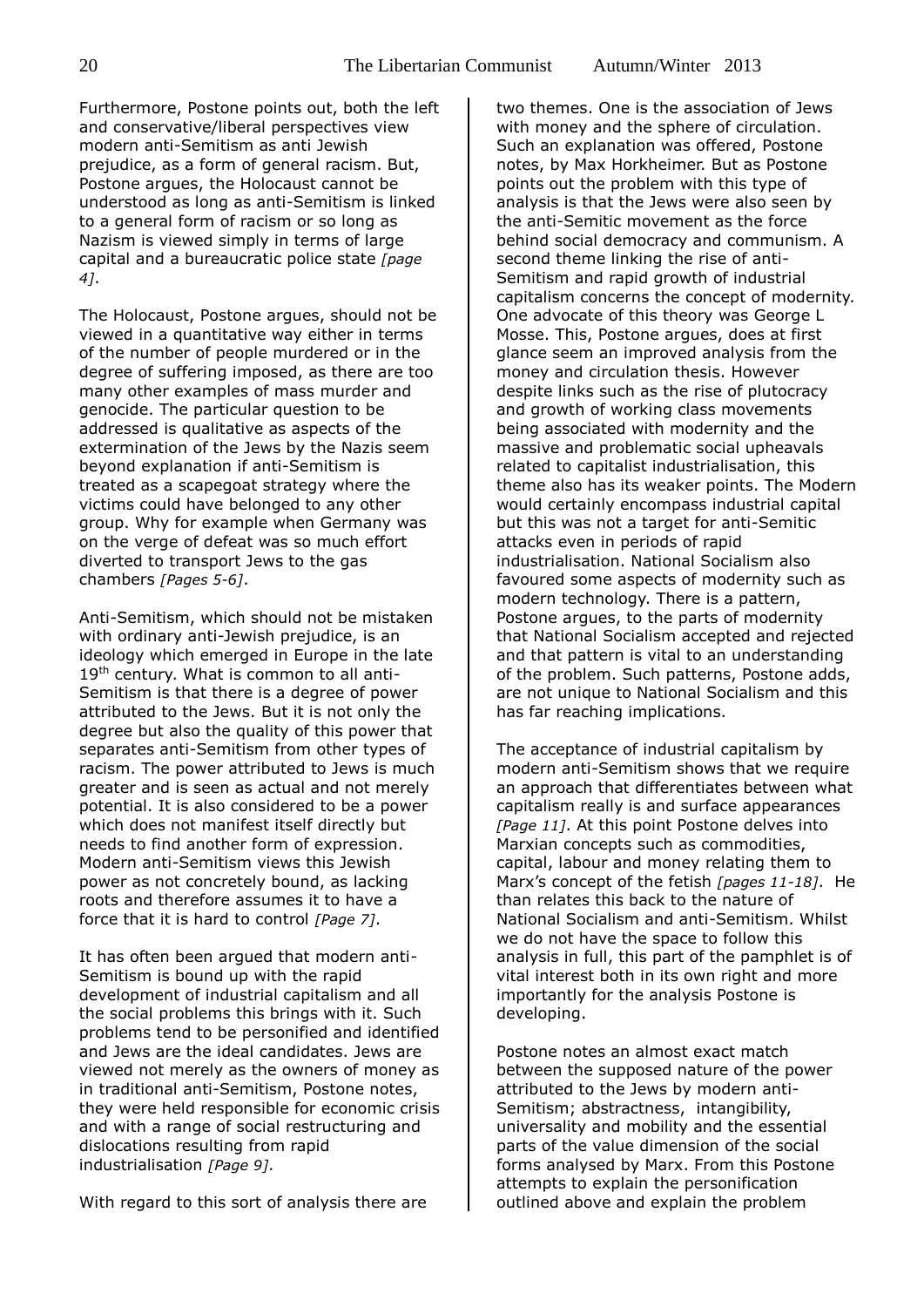Furthermore, Postone points out, both the left and conservative/liberal perspectives view modern anti-Semitism as anti Jewish prejudice, as a form of general racism. But, Postone argues, the Holocaust cannot be understood as long as anti-Semitism is linked to a general form of racism or so long as Nazism is viewed simply in terms of large capital and a bureaucratic police state *[page 4]*.

The Holocaust, Postone argues, should not be viewed in a quantitative way either in terms of the number of people murdered or in the degree of suffering imposed, as there are too many other examples of mass murder and genocide. The particular question to be addressed is qualitative as aspects of the extermination of the Jews by the Nazis seem beyond explanation if anti-Semitism is treated as a scapegoat strategy where the victims could have belonged to any other group. Why for example when Germany was on the verge of defeat was so much effort diverted to transport Jews to the gas chambers *[Pages 5-6]*.

Anti-Semitism, which should not be mistaken with ordinary anti-Jewish prejudice, is an ideology which emerged in Europe in the late 19th century. What is common to all anti-Semitism is that there is a degree of power attributed to the Jews. But it is not only the degree but also the quality of this power that separates anti-Semitism from other types of racism. The power attributed to Jews is much greater and is seen as actual and not merely potential. It is also considered to be a power which does not manifest itself directly but needs to find another form of expression. Modern anti-Semitism views this Jewish power as not concretely bound, as lacking roots and therefore assumes it to have a force that it is hard to control *[Page 7]*.

It has often been argued that modern anti-Semitism is bound up with the rapid development of industrial capitalism and all the social problems this brings with it. Such problems tend to be personified and identified and Jews are the ideal candidates. Jews are viewed not merely as the owners of money as in traditional anti-Semitism, Postone notes, they were held responsible for economic crisis and with a range of social restructuring and dislocations resulting from rapid industrialisation *[Page 9]*.

With regard to this sort of analysis there are two themes. One is the association of Jews with money and the sphere of circulation. Such an explanation was offered, Postone notes, by Max Horkheimer. But as Postone points out the problem with this type of analysis is that the Jews were also seen by the anti-Semitic movement as the force behind social democracy and communism. A second theme linking the rise of anti-Semitism and rapid growth of industrial capitalism concerns the concept of modernity. One advocate of this theory was George L Mosse. This, Postone argues, does at first glance seem an improved analysis from the money and circulation thesis. However despite links such as the rise of plutocracy and growth of working class movements being associated with modernity and the massive and problematic social upheavals related to capitalist industrialisation, this theme also has its weaker points. The Modern would certainly encompass industrial capital but this was not a target for anti-Semitic attacks even in periods of rapid industrialisation. National Socialism also favoured some aspects of modernity such as modern technology. There is a pattern, Postone argues, to the parts of modernity that National Socialism accepted and rejected and that pattern is vital to an understanding of the problem. Such patterns, Postone adds, are not unique to National Socialism and this has far reaching implications.

The acceptance of industrial capitalism by modern anti-Semitism shows that we require an approach that differentiates between what capitalism really is and surface appearances *[Page 11]*. At this point Postone delves into Marxian concepts such as commodities, capital, labour and money relating them to Marx's concept of the fetish *[pages 11-18]*. He than relates this back to the nature of National Socialism and anti-Semitism. Whilst we do not have the space to follow this analysis in full, this part of the pamphlet is of vital interest both in its own right and more importantly for the analysis Postone is developing.

Postone notes an almost exact match between the supposed nature of the power attributed to the Jews by modern anti-Semitism; abstractness, intangibility, universality and mobility and the essential parts of the value dimension of the social forms analysed by Marx. From this Postone attempts to explain the personification outlined above and explain the problem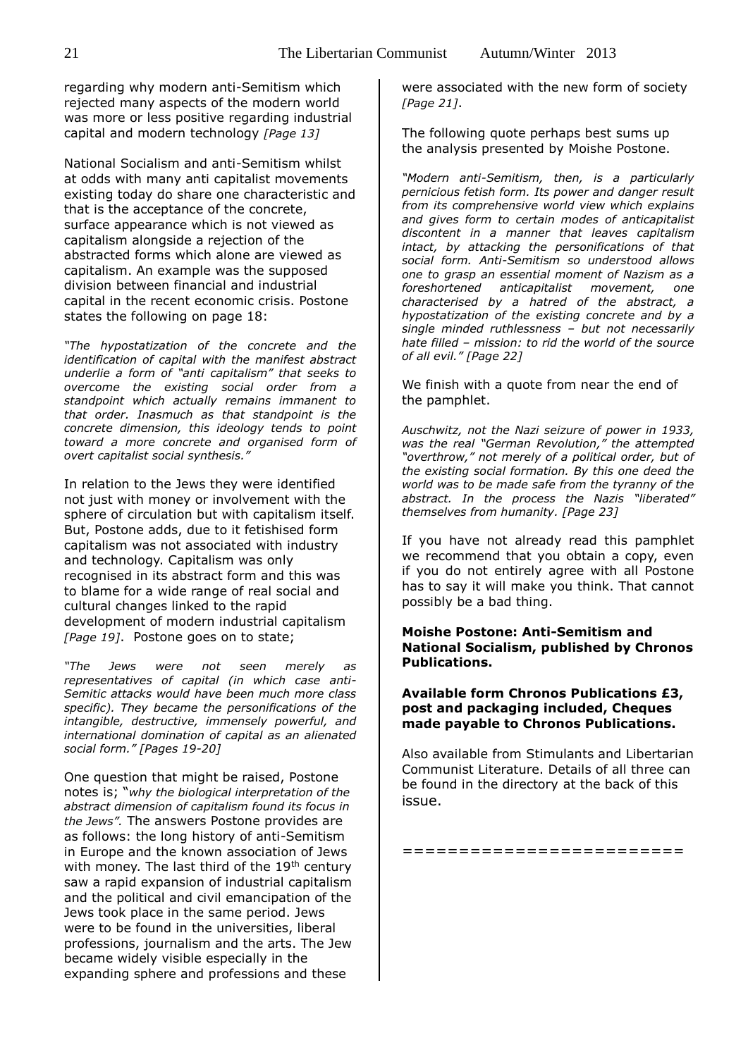regarding why modern anti-Semitism which rejected many aspects of the modern world was more or less positive regarding industrial capital and modern technology *[Page 13]*

National Socialism and anti-Semitism whilst at odds with many anti capitalist movements existing today do share one characteristic and that is the acceptance of the concrete, surface appearance which is not viewed as capitalism alongside a rejection of the abstracted forms which alone are viewed as capitalism. An example was the supposed division between financial and industrial capital in the recent economic crisis. Postone states the following on page 18:

*"The hypostatization of the concrete and the identification of capital with the manifest abstract underlie a form of "anti capitalism" that seeks to overcome the existing social order from a standpoint which actually remains immanent to that order. Inasmuch as that standpoint is the concrete dimension, this ideology tends to point toward a more concrete and organised form of overt capitalist social synthesis."*

In relation to the Jews they were identified not just with money or involvement with the sphere of circulation but with capitalism itself. But, Postone adds, due to it fetishised form capitalism was not associated with industry and technology. Capitalism was only recognised in its abstract form and this was to blame for a wide range of real social and cultural changes linked to the rapid development of modern industrial capitalism *[Page 19]*. Postone goes on to state;

*"The Jews were not seen merely as representatives of capital (in which case anti-Semitic attacks would have been much more class specific). They became the personifications of the intangible, destructive, immensely powerful, and international domination of capital as an alienated social form." [Pages 19-20]*

One question that might be raised, Postone notes is; "*why the biological interpretation of the abstract dimension of capitalism found its focus in the Jews".* The answers Postone provides are as follows: the long history of anti-Semitism in Europe and the known association of Jews with money. The last third of the 19th century saw a rapid expansion of industrial capitalism and the political and civil emancipation of the Jews took place in the same period. Jews were to be found in the universities, liberal professions, journalism and the arts. The Jew became widely visible especially in the expanding sphere and professions and these were associated with the new form of society *[Page 21]*.

The following quote perhaps best sums up the analysis presented by Moishe Postone.

*"Modern anti-Semitism, then, is a particularly pernicious fetish form. Its power and danger result from its comprehensive world view which explains and gives form to certain modes of anticapitalist discontent in a manner that leaves capitalism intact, by attacking the personifications of that social form. Anti-Semitism so understood allows one to grasp an essential moment of Nazism as a foreshortened anticapitalist movement, one characterised by a hatred of the abstract, a hypostatization of the existing concrete and by a single minded ruthlessness – but not necessarily hate filled – mission: to rid the world of the source of all evil." [Page 22]*

We finish with a quote from near the end of the pamphlet.

*Auschwitz, not the Nazi seizure of power in 1933, was the real "German Revolution," the attempted "overthrow," not merely of a political order, but of the existing social formation. By this one deed the world was to be made safe from the tyranny of the abstract. In the process the Nazis "liberated" themselves from humanity. [Page 23]*

If you have not already read this pamphlet we recommend that you obtain a copy, even if you do not entirely agree with all Postone has to say it will make you think. That cannot possibly be a bad thing.

**Moishe Postone: Anti-Semitism and National Socialism, published by Chronos Publications.**

**Available form Chronos Publications £3, post and packaging included, Cheques made payable to Chronos Publications.**

Also available from Stimulants and Libertarian Communist Literature. Details of all three can be found in the directory at the back of this issue.

========================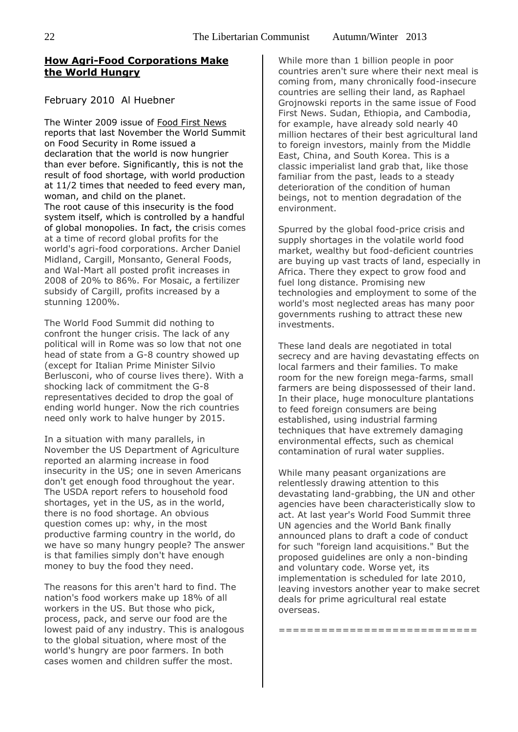## How Agri-Food Corporations Make the World Hungry

February 2010 Al Huebner

The Winter 2009 issue of Food First News reports that last November the World Summit on Food Security in Rome issued a declaration that the world is now hungrier than ever before. Significantly, this is not the result of food shortage, with world production at 11/2 times that needed to feed every man, woman, and child on the planet.

The root cause of this insecurity is the food system itself, which is controlled by a handful of global monopolies. In fact, the crisis comes at a time of record global profits for the world's agri-food corporations. Archer Daniel Midland, Cargill, Monsanto, General Foods, and Wal-Mart all posted profit increases in 2008 of 20% to 86%. For Mosaic, a fertilizer subsidy of Cargill, profits increased by a stunning 1200%.

The World Food Summit did nothing to confront the hunger crisis. The lack of any political will in Rome was so low that not one head of state from a G-8 country showed up (except for Italian Prime Minister Silvio Berlusconi, who of course lives there). With a shocking lack of commitment the G-8 representatives decided to drop the goal of ending world hunger. Now the rich countries need only work to halve hunger by 2015.

In a situation with many parallels, in November the US Department of Agriculture reported an alarming increase in food insecurity in the US; one in seven Americans don't get enough food throughout the year. The USDA report refers to household food shortages, yet in the US, as in the world, there is no food shortage. An obvious question comes up: why, in the most productive farming country in the world, do we have so many hungry people? The answer is that families simply don't have enough money to buy the food they need.

The reasons for this aren't hard to find. The nation's food workers make up 18% of all workers in the US. But those who pick, process, pack, and serve our food are the lowest paid of any industry. This is analogous to the global situation, where most of the world's hungry are poor farmers. In both cases women and children suffer the most.

While more than 1 billion people in poor countries aren't sure where their next meal is coming from, many chronically food-insecure countries are selling their land, as Raphael Grojnowski reports in the same issue of Food First News. Sudan, Ethiopia, and Cambodia, for example, have already sold nearly 40 million hectares of their best agricultural land to foreign investors, mainly from the Middle East, China, and South Korea. This is a classic imperialist land grab that, like those familiar from the past, leads to a steady deterioration of the condition of human beings, not to mention degradation of the environment.

Spurred by the global food-price crisis and supply shortages in the volatile world food market, wealthy but food-deficient countries are buying up vast tracts of land, especially in Africa. There they expect to grow food and fuel long distance. Promising new technologies and employment to some of the world's most neglected areas has many poor governments rushing to attract these new investments.

These land deals are negotiated in total secrecy and are having devastating effects on local farmers and their families. To make room for the new foreign mega-farms, small farmers are being dispossessed of their land. In their place, huge monoculture plantations to feed foreign consumers are being established, using industrial farming techniques that have extremely damaging environmental effects, such as chemical contamination of rural water supplies.

While many peasant organizations are relentlessly drawing attention to this devastating land-grabbing, the UN and other agencies have been characteristically slow to act. At last year's World Food Summit three UN agencies and the World Bank finally announced plans to draft a code of conduct for such "foreign land acquisitions." But the proposed guidelines are only a non-binding and voluntary code. Worse yet, its implementation is scheduled for late 2010, leaving investors another year to make secret deals for prime agricultural real estate overseas.

===========================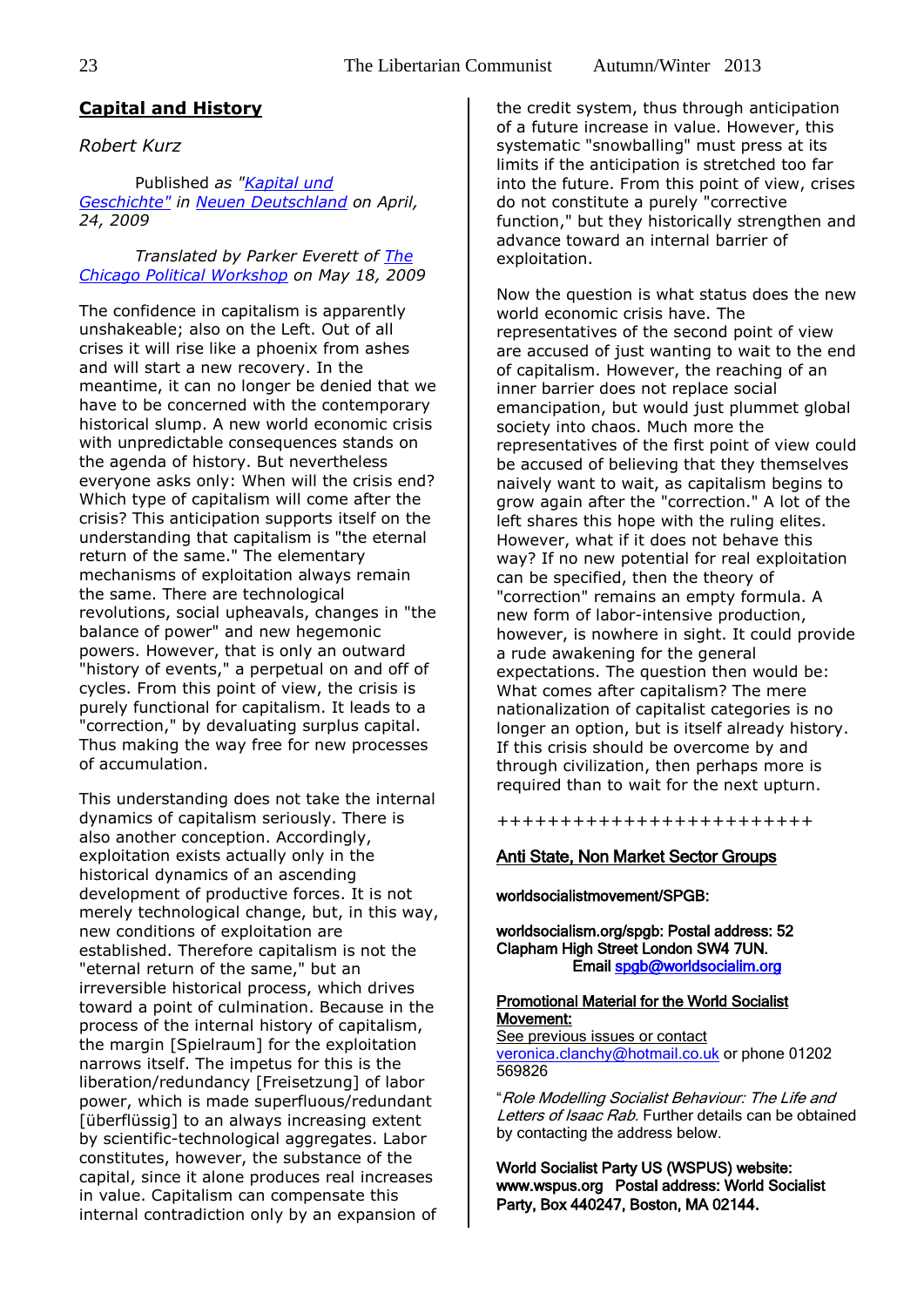## Capital and History

*Robert Kurz*

*Published as "Kapital und Geschichte" in Neuen Deutschland on April, 24, 2009*

*Translated by Parker Everett of The Chicago Political Workshop on May 18, 2009*

The confidence in capitalism is apparently unshakeable; also on the Left. Out of all crises it will rise like a phoenix from ashes and will start a new recovery. In the meantime, it can no longer be denied that we have to be concerned with the contemporary historical slump. A new world economic crisis with unpredictable consequences stands on the agenda of history. But nevertheless everyone asks only: When will the crisis end? Which type of capitalism will come after the crisis? This anticipation supports itself on the understanding that capitalism is "the eternal return of the same." The elementary mechanisms of exploitation always remain the same. There are technological revolutions, social upheavals, changes in "the balance of power" and new hegemonic powers. However, that is only an outward "history of events," a perpetual on and off of cycles. From this point of view, the crisis is purely functional for capitalism. It leads to a "correction," by devaluating surplus capital. Thus making the way free for new processes of accumulation.

This understanding does not take the internal dynamics of capitalism seriously. There is also another conception. Accordingly, exploitation exists actually only in the historical dynamics of an ascending development of productive forces. It is not merely technological change, but, in this way, new conditions of exploitation are established. Therefore capitalism is not the "eternal return of the same," but an irreversible historical process, which drives toward a point of culmination. Because in the process of the internal history of capitalism, the margin [Spielraum] for the exploitation narrows itself. The impetus for this is the liberation/redundancy [Freisetzung] of labor power, which is made superfluous/redundant [überflüssig] to an always increasing extent by scientific-technological aggregates. Labor constitutes, however, the substance of the capital, since it alone produces real increases in value. Capitalism can compensate this internal contradiction only by an expansion of the credit system, thus through anticipation of a future increase in value. However, this systematic "snowballing" must press at its limits if the anticipation is stretched too far into the future. From this point of view, crises do not constitute a purely "corrective function," but they historically strengthen and advance toward an internal barrier of exploitation.

Now the question is what status does the new world economic crisis have. The representatives of the second point of view are accused of just wanting to wait to the end of capitalism. However, the reaching of an inner barrier does not replace social emancipation, but would just plummet global society into chaos. Much more the representatives of the first point of view could be accused of believing that they themselves naively want to wait, as capitalism begins to grow again after the "correction." A lot of the left shares this hope with the ruling elites. However, what if it does not behave this way? If no new potential for real exploitation can be specified, then the theory of "correction" remains an empty formula. A new form of labor-intensive production, however, is nowhere in sight. It could provide a rude awakening for the general expectations. The question then would be: What comes after capitalism? The mere nationalization of capitalist categories is no longer an option, but is itself already history. If this crisis should be overcome by and through civilization, then perhaps more is required than to wait for the next upturn.

++++++++++++++++++++++++

### Anti State, Non Market Sector Groups

**worldsocialistmovement/SPGB:**

**worldsocialism.org/spgb: Postal address: 52 Clapham High Street London SW4 7UN.**
**Email spgb@worldsocialim.org**

**Promotional Material for the World Socialist Movement:**
See previous issues or contact veronica.clanchy@hotmail.co.uk or phone 01202 569826

"*Role Modelling Socialist Behaviour: The Life and Letters of Isaac Rab.* Further details can be obtained by contacting the address below.

**World Socialist Party US (WSPUS) website: www.wspus.org Postal address: World Socialist Party, Box 440247, Boston, MA 02144.**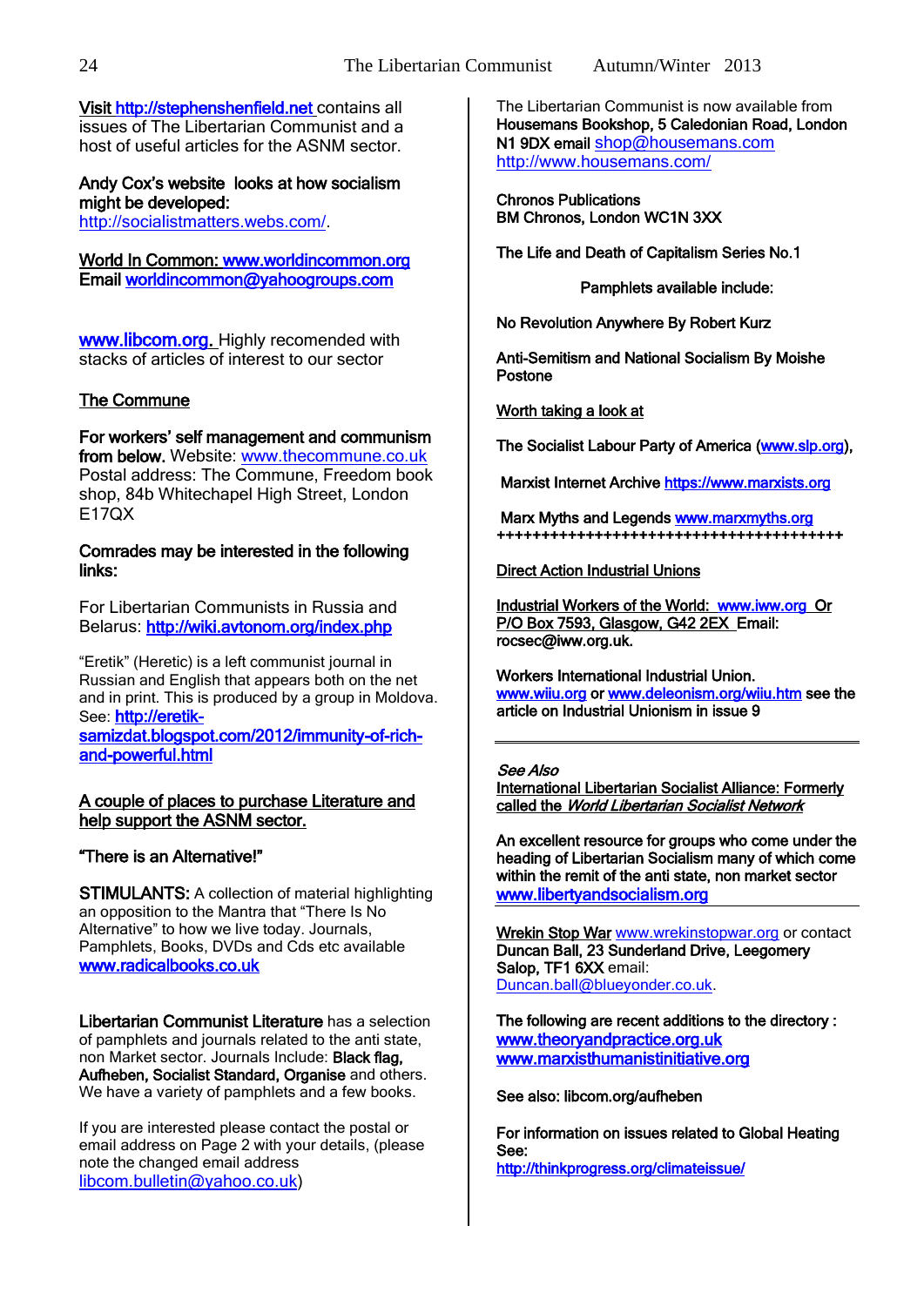Visit http://stephenshenfield.net contains all issues of The Libertarian Communist and a host of useful articles for the ASNM sector.

**Andy Cox's website looks at how socialism might be developed:** http://socialistmatters.webs.com/.

World In Common: www.worldincommon.org
Email worldincommon@yahoogroups.com

www.libcom.org. Highly recomended with stacks of articles of interest to our sector

The Commune

**For workers' self management and communism from below.** Website: www.thecommune.co.uk Postal address: The Commune, Freedom book shop, 84b Whitechapel High Street, London E17QX

**Comrades may be interested in the following links:**

For Libertarian Communists in Russia and Belarus: http://wiki.avtonom.org/index.php

"Eretik" (Heretic) is a left communist journal in Russian and English that appears both on the net and in print. This is produced by a group in Moldova. See: http://eretik-samizdat.blogspot.com/2012/immunity-of-rich-and-powerful.html

A couple of places to purchase Literature and help support the ASNM sector.

"There is an Alternative!"

**STIMULANTS:** A collection of material highlighting an opposition to the Mantra that "There Is No Alternative" to how we live today. Journals, Pamphlets, Books, DVDs and Cds etc available www.radicalbooks.co.uk

**Libertarian Communist Literature** has a selection of pamphlets and journals related to the anti state, non Market sector. Journals Include: **Black flag, Aufheben, Socialist Standard, Organise** and others. We have a variety of pamphlets and a few books.

If you are interested please contact the postal or email address on Page 2 with your details, (please note the changed email address libcom.bulletin@yahoo.co.uk)

The Libertarian Communist is now available from **Housemans Bookshop, 5 Caledonian Road, London N1 9DX email** shop@housemans.com http://www.housemans.com/

**Chronos Publications**
**BM Chronos, London WC1N 3XX**

**The Life and Death of Capitalism Series No.1**

**Pamphlets available include:**

**No Revolution Anywhere By Robert Kurz**

**Anti-Semitism and National Socialism By Moishe Postone**

Worth taking a look at

**The Socialist Labour Party of America** (www.slp.org),

**Marxist Internet Archive** https://www.marxists.org

**Marx Myths and Legends** www.marxmyths.org
++++++++++++++++++++++++++++++++++++++++++

Direct Action Industrial Unions

Industrial Workers of the World: www.iww.org Or P/O Box 7593, Glasgow, G42 2EX **Email: rocsec@iww.org.uk.**

**Workers International Industrial Union.** www.wiiu.org or www.deleonism.org/wiiu.htm **see the article on Industrial Unionism in issue 9**

---

*See Also*
International Libertarian Socialist Alliance: Formerly called the *World Libertarian Socialist Network*

**An excellent resource for groups who come under the heading of Libertarian Socialism many of which come within the remit of the anti state, non market sector** www.libertyandsocialism.org

Wrekin Stop War www.wrekinstopwar.org or contact **Duncan Ball, 23 Sunderland Drive, Leegomery Salop, TF1 6XX** email: Duncan.ball@blueyonder.co.uk.

**The following are recent additions to the directory :**
www.theoryandpractice.org.uk
www.marxisthumanistinitiative.org

See also: libcom.org/aufheben

**For information on issues related to Global Heating See:**
http://thinkprogress.org/climateissue/